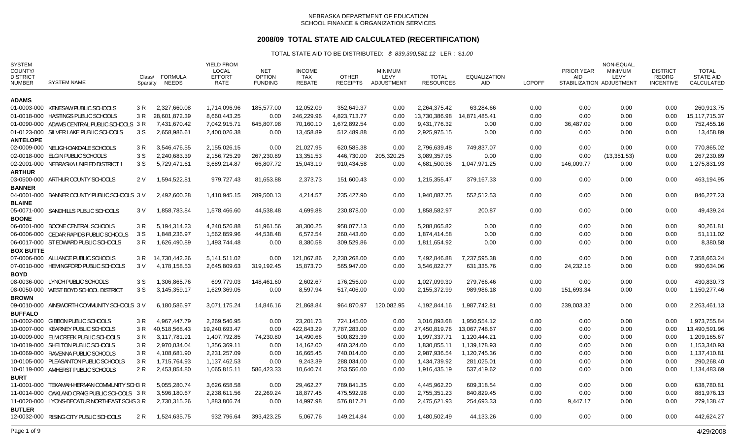NEBRASKA DEPARTMENT OF EDUCATION
SCHOOL FINANCE & ORGANIZATION SERVICES

# 2008/09 TOTAL STATE AID CALCULATED (RECERTIFICATION)

TOTAL STATE AID TO BE DISTRIBUTED: *$ 839,390,581.12* LER : *$1.00*

| SYSTEM COUNTY/ DISTRICT NUMBER | SYSTEM NAME | Class/ Sparsity | FORMULA NEEDS | YIELD FROM LOCAL EFFORT RATE | NET OPTION FUNDING | INCOME TAX REBATE | OTHER RECEIPTS | MINIMUM LEVY ADJUSTMENT | TOTAL RESOURCES | EQUALIZATION AID | LOPOFF | PRIOR YEAR AID STABILIZATION | NON-EQUAL. MINIMUM LEVY ADJUSTMENT | DISTRICT REORG INCENTIVE | TOTAL STATE AID CALCULATED |
|---|---|---|---|---|---|---|---|---|---|---|---|---|---|---|---|
| **ADAMS** | | | | | | | | | | | | | | | |
| 01-0003-000 | KENESAW PUBLIC SCHOOLS | 3 R | 2,327,660.08 | 1,714,096.96 | 185,577.00 | 12,052.09 | 352,649.37 | 0.00 | 2,264,375.42 | 63,284.66 | 0.00 | 0.00 | 0.00 | 0.00 | 260,913.75 |
| 01-0018-000 | HASTINGS PUBLIC SCHOOLS | 3 R | 28,601,872.39 | 8,660,443.25 | 0.00 | 246,229.96 | 4,823,713.77 | 0.00 | 13,730,386.98 | 14,871,485.41 | 0.00 | 0.00 | 0.00 | 0.00 | 15,117,715.37 |
| 01-0090-000 | ADAMS CENTRAL PUBLIC SCHOOLS | 3 R | 7,431,670.42 | 7,042,915.71 | 645,807.98 | 70,160.10 | 1,672,892.54 | 0.00 | 9,431,776.32 | 0.00 | 0.00 | 36,487.09 | 0.00 | 0.00 | 752,455.16 |
| 01-0123-000 | SILVER LAKE PUBLIC SCHOOLS | 3 S | 2,658,986.61 | 2,400,026.38 | 0.00 | 13,458.89 | 512,489.88 | 0.00 | 2,925,975.15 | 0.00 | 0.00 | 0.00 | 0.00 | 0.00 | 13,458.89 |
| **ANTELOPE** | | | | | | | | | | | | | | | |
| 02-0009-000 | NELIGH-OAKDALE SCHOOLS | 3 R | 3,546,476.55 | 2,155,026.15 | 0.00 | 21,027.95 | 620,585.38 | 0.00 | 2,796,639.48 | 749,837.07 | 0.00 | 0.00 | 0.00 | 0.00 | 770,865.02 |
| 02-0018-000 | ELGIN PUBLIC SCHOOLS | 3 S | 2,240,683.39 | 2,156,725.29 | 267,230.89 | 13,351.53 | 446,730.00 | 205,320.25 | 3,089,357.95 | 0.00 | 0.00 | 0.00 | (13,351.53) | 0.00 | 267,230.89 |
| 02-2001-000 | NEBRASKA UNIFIED DISTRICT 1 | 3 S | 5,729,471.61 | 3,689,214.87 | 66,807.72 | 15,043.19 | 910,434.58 | 0.00 | 4,681,500.36 | 1,047,971.25 | 0.00 | 146,009.77 | 0.00 | 0.00 | 1,275,831.93 |
| **ARTHUR** | | | | | | | | | | | | | | | |
| 03-0500-000 | ARTHUR COUNTY SCHOOLS | 2 V | 1,594,522.81 | 979,727.43 | 81,653.88 | 2,373.73 | 151,600.43 | 0.00 | 1,215,355.47 | 379,167.33 | 0.00 | 0.00 | 0.00 | 0.00 | 463,194.95 |
| **BANNER** | | | | | | | | | | | | | | | |
| 04-0001-000 | BANNER COUNTY PUBLIC SCHOOLS | 3 V | 2,492,600.28 | 1,410,945.15 | 289,500.13 | 4,214.57 | 235,427.90 | 0.00 | 1,940,087.75 | 552,512.53 | 0.00 | 0.00 | 0.00 | 0.00 | 846,227.23 |
| **BLAINE** | | | | | | | | | | | | | | | |
| 05-0071-000 | SANDHILLS PUBLIC SCHOOLS | 3 V | 1,858,783.84 | 1,578,466.60 | 44,538.48 | 4,699.88 | 230,878.00 | 0.00 | 1,858,582.97 | 200.87 | 0.00 | 0.00 | 0.00 | 0.00 | 49,439.24 |
| **BOONE** | | | | | | | | | | | | | | | |
| 06-0001-000 | BOONE CENTRAL SCHOOLS | 3 R | 5,194,314.23 | 4,240,526.88 | 51,961.56 | 38,300.25 | 958,077.13 | 0.00 | 5,288,865.82 | 0.00 | 0.00 | 0.00 | 0.00 | 0.00 | 90,261.81 |
| 06-0006-000 | CEDAR RAPIDS PUBLIC SCHOOLS | 3 S | 1,848,236.97 | 1,562,859.96 | 44,538.48 | 6,572.54 | 260,443.60 | 0.00 | 1,874,414.58 | 0.00 | 0.00 | 0.00 | 0.00 | 0.00 | 51,111.02 |
| 06-0017-000 | ST EDWARD PUBLIC SCHOOLS | 3 R | 1,626,490.89 | 1,493,744.48 | 0.00 | 8,380.58 | 309,529.86 | 0.00 | 1,811,654.92 | 0.00 | 0.00 | 0.00 | 0.00 | 0.00 | 8,380.58 |
| **BOX BUTTE** | | | | | | | | | | | | | | | |
| 07-0006-000 | ALLIANCE PUBLIC SCHOOLS | 3 R | 14,730,442.26 | 5,141,511.02 | 0.00 | 121,067.86 | 2,230,268.00 | 0.00 | 7,492,846.88 | 7,237,595.38 | 0.00 | 0.00 | 0.00 | 0.00 | 7,358,663.24 |
| 07-0010-000 | HEMINGFORD PUBLIC SCHOOLS | 3 V | 4,178,158.53 | 2,645,809.63 | 319,192.45 | 15,873.70 | 565,947.00 | 0.00 | 3,546,822.77 | 631,335.76 | 0.00 | 24,232.16 | 0.00 | 0.00 | 990,634.06 |
| **BOYD** | | | | | | | | | | | | | | | |
| 08-0036-000 | LYNCH PUBLIC SCHOOLS | 3 S | 1,306,865.76 | 699,779.03 | 148,461.60 | 2,602.67 | 176,256.00 | 0.00 | 1,027,099.30 | 279,766.46 | 0.00 | 0.00 | 0.00 | 0.00 | 430,830.73 |
| 08-0050-000 | WEST BOYD SCHOOL DISTRICT | 3 S | 3,145,359.17 | 1,629,369.05 | 0.00 | 8,597.94 | 517,406.00 | 0.00 | 2,155,372.99 | 989,986.18 | 0.00 | 151,693.34 | 0.00 | 0.00 | 1,150,277.46 |
| **BROWN** | | | | | | | | | | | | | | | |
| 09-0010-000 | AINSWORTH COMMUNITY SCHOOLS | 3 V | 6,180,586.97 | 3,071,175.24 | 14,846.16 | 21,868.84 | 964,870.97 | 120,082.95 | 4,192,844.16 | 1,987,742.81 | 0.00 | 239,003.32 | 0.00 | 0.00 | 2,263,461.13 |
| **BUFFALO** | | | | | | | | | | | | | | | |
| 10-0002-000 | GIBBON PUBLIC SCHOOLS | 3 R | 4,967,447.79 | 2,269,546.95 | 0.00 | 23,201.73 | 724,145.00 | 0.00 | 3,016,893.68 | 1,950,554.12 | 0.00 | 0.00 | 0.00 | 0.00 | 1,973,755.84 |
| 10-0007-000 | KEARNEY PUBLIC SCHOOLS | 3 R | 40,518,568.43 | 19,240,693.47 | 0.00 | 422,843.29 | 7,787,283.00 | 0.00 | 27,450,819.76 | 13,067,748.67 | 0.00 | 0.00 | 0.00 | 0.00 | 13,490,591.96 |
| 10-0009-000 | ELM CREEK PUBLIC SCHOOLS | 3 R | 3,117,781.91 | 1,407,792.85 | 74,230.80 | 14,490.66 | 500,823.39 | 0.00 | 1,997,337.71 | 1,120,444.21 | 0.00 | 0.00 | 0.00 | 0.00 | 1,209,165.67 |
| 10-0019-000 | SHELTON PUBLIC SCHOOLS | 3 R | 2,970,034.04 | 1,356,369.11 | 0.00 | 14,162.00 | 460,324.00 | 0.00 | 1,830,855.11 | 1,139,178.93 | 0.00 | 0.00 | 0.00 | 0.00 | 1,153,340.93 |
| 10-0069-000 | RAVENNA PUBLIC SCHOOLS | 3 R | 4,108,681.90 | 2,231,257.09 | 0.00 | 16,665.45 | 740,014.00 | 0.00 | 2,987,936.54 | 1,120,745.36 | 0.00 | 0.00 | 0.00 | 0.00 | 1,137,410.81 |
| 10-0105-000 | PLEASANTON PUBLIC SCHOOLS | 3 R | 1,715,764.93 | 1,137,462.53 | 0.00 | 9,243.39 | 288,034.00 | 0.00 | 1,434,739.92 | 281,025.01 | 0.00 | 0.00 | 0.00 | 0.00 | 290,268.40 |
| 10-0119-000 | AMHERST PUBLIC SCHOOLS | 2 R | 2,453,854.80 | 1,065,815.11 | 586,423.33 | 10,640.74 | 253,556.00 | 0.00 | 1,916,435.19 | 537,419.62 | 0.00 | 0.00 | 0.00 | 0.00 | 1,134,483.69 |
| **BURT** | | | | | | | | | | | | | | | |
| 11-0001-000 | TEKAMAH-HERMAN COMMUNITY SCHS | 3 R | 5,055,280.74 | 3,626,658.58 | 0.00 | 29,462.27 | 789,841.35 | 0.00 | 4,445,962.20 | 609,318.54 | 0.00 | 0.00 | 0.00 | 0.00 | 638,780.81 |
| 11-0014-000 | OAKLAND CRAIG PUBLIC SCHOOLS | 3 R | 3,596,180.67 | 2,238,611.56 | 22,269.24 | 18,877.45 | 475,592.98 | 0.00 | 2,755,351.23 | 840,829.45 | 0.00 | 0.00 | 0.00 | 0.00 | 881,976.13 |
| 11-0020-000 | LYONS-DECATUR NORTHEAST SCHS | 3 R | 2,730,315.26 | 1,883,806.74 | 0.00 | 14,997.98 | 576,817.21 | 0.00 | 2,475,621.93 | 254,693.33 | 0.00 | 9,447.17 | 0.00 | 0.00 | 279,138.47 |
| **BUTLER** | | | | | | | | | | | | | | | |
| 12-0032-000 | RISING CITY PUBLIC SCHOOLS | 2 R | 1,524,635.75 | 932,796.64 | 393,423.25 | 5,067.76 | 149,214.84 | 0.00 | 1,480,502.49 | 44,133.26 | 0.00 | 0.00 | 0.00 | 0.00 | 442,624.27 |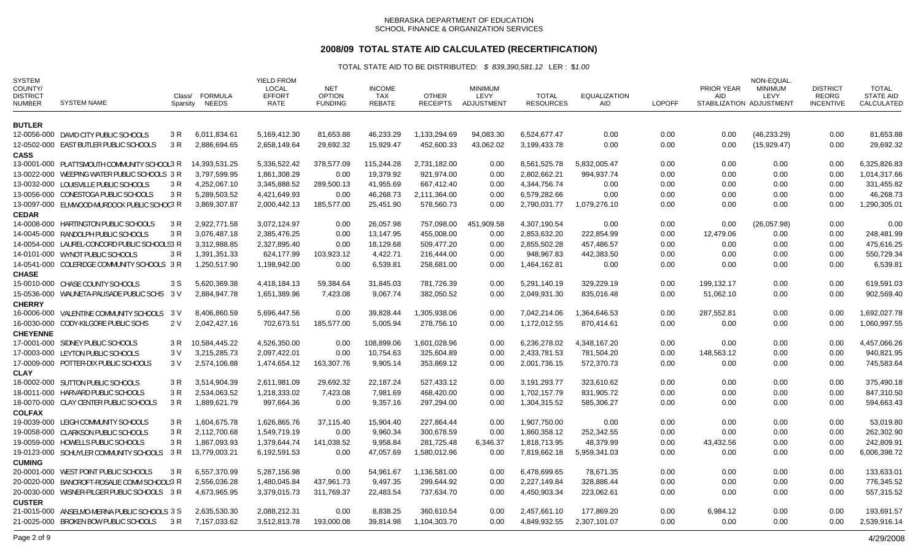NEBRASKA DEPARTMENT OF EDUCATION
SCHOOL FINANCE & ORGANIZATION SERVICES

# 2008/09 TOTAL STATE AID CALCULATED (RECERTIFICATION)

TOTAL STATE AID TO BE DISTRIBUTED: *$ 839,390,581.12* LER : *$1.00*

| SYSTEM COUNTY/ DISTRICT NUMBER | SYSTEM NAME | Class/ Sparsity | FORMULA NEEDS | YIELD FROM LOCAL EFFORT RATE | NET OPTION FUNDING | INCOME TAX REBATE | OTHER RECEIPTS | MINIMUM LEVY ADJUSTMENT | TOTAL RESOURCES | EQUALIZATION AID | LOPOFF | PRIOR YEAR AID STABILIZATION | NON-EQUAL. MINIMUM LEVY ADJUSTMENT | DISTRICT REORG INCENTIVE | TOTAL STATE AID CALCULATED |
|---|---|---|---|---|---|---|---|---|---|---|---|---|---|---|---|
| **BUTLER** | | | | | | | | | | | | | | | |
| 12-0056-000 | DAVID CITY PUBLIC SCHOOLS | 3 R | 6,011,834.61 | 5,169,412.30 | 81,653.88 | 46,233.29 | 1,133,294.69 | 94,083.30 | 6,524,677.47 | 0.00 | 0.00 | 0.00 | (46,233.29) | 0.00 | 81,653.88 |
| 12-0502-000 | EAST BUTLER PUBLIC SCHOOLS | 3 R | 2,886,694.65 | 2,658,149.64 | 29,692.32 | 15,929.47 | 452,600.33 | 43,062.02 | 3,199,433.78 | 0.00 | 0.00 | 0.00 | (15,929.47) | 0.00 | 29,692.32 |
| **CASS** | | | | | | | | | | | | | | | |
| 13-0001-000 | PLATTSMOUTH COMMUNITY SCHOOLS | 3 R | 14,393,531.25 | 5,336,522.42 | 378,577.09 | 115,244.28 | 2,731,182.00 | 0.00 | 8,561,525.78 | 5,832,005.47 | 0.00 | 0.00 | 0.00 | 0.00 | 6,325,826.83 |
| 13-0022-000 | WEEPING WATER PUBLIC SCHOOLS | 3 R | 3,797,599.95 | 1,861,308.29 | 0.00 | 19,379.92 | 921,974.00 | 0.00 | 2,802,662.21 | 994,937.74 | 0.00 | 0.00 | 0.00 | 0.00 | 1,014,317.66 |
| 13-0032-000 | LOUISVILLE PUBLIC SCHOOLS | 3 R | 4,252,067.10 | 3,345,888.52 | 289,500.13 | 41,955.69 | 667,412.40 | 0.00 | 4,344,756.74 | 0.00 | 0.00 | 0.00 | 0.00 | 0.00 | 331,455.82 |
| 13-0056-000 | CONESTOGA PUBLIC SCHOOLS | 3 R | 5,289,503.52 | 4,421,649.93 | 0.00 | 46,268.73 | 2,111,364.00 | 0.00 | 6,579,282.66 | 0.00 | 0.00 | 0.00 | 0.00 | 0.00 | 46,268.73 |
| 13-0097-000 | ELMWOOD-MURDOCK PUBLIC SCHOOLS | 3 R | 3,869,307.87 | 2,000,442.13 | 185,577.00 | 25,451.90 | 578,560.73 | 0.00 | 2,790,031.77 | 1,079,276.10 | 0.00 | 0.00 | 0.00 | 0.00 | 1,290,305.01 |
| **CEDAR** | | | | | | | | | | | | | | | |
| 14-0008-000 | HARTINGTON PUBLIC SCHOOLS | 3 R | 2,922,771.58 | 3,072,124.97 | 0.00 | 26,057.98 | 757,098.00 | 451,909.58 | 4,307,190.54 | 0.00 | 0.00 | 0.00 | (26,057.98) | 0.00 | 0.00 |
| 14-0045-000 | RANDOLPH PUBLIC SCHOOLS | 3 R | 3,076,487.18 | 2,385,476.25 | 0.00 | 13,147.95 | 455,008.00 | 0.00 | 2,853,632.20 | 222,854.99 | 0.00 | 12,479.06 | 0.00 | 0.00 | 248,481.99 |
| 14-0054-000 | LAUREL-CONCORD PUBLIC SCHOOLS | 3 R | 3,312,988.85 | 2,327,895.40 | 0.00 | 18,129.68 | 509,477.20 | 0.00 | 2,855,502.28 | 457,486.57 | 0.00 | 0.00 | 0.00 | 0.00 | 475,616.25 |
| 14-0101-000 | WYNOT PUBLIC SCHOOLS | 3 R | 1,391,351.33 | 624,177.99 | 103,923.12 | 4,422.71 | 216,444.00 | 0.00 | 948,967.83 | 442,383.50 | 0.00 | 0.00 | 0.00 | 0.00 | 550,729.34 |
| 14-0541-000 | COLERIDGE COMMUNITY SCHOOLS | 3 R | 1,250,517.90 | 1,198,942.00 | 0.00 | 6,539.81 | 258,681.00 | 0.00 | 1,464,162.81 | 0.00 | 0.00 | 0.00 | 0.00 | 0.00 | 6,539.81 |
| **CHASE** | | | | | | | | | | | | | | | |
| 15-0010-000 | CHASE COUNTY SCHOOLS | 3 S | 5,620,369.38 | 4,418,184.13 | 59,384.64 | 31,845.03 | 781,726.39 | 0.00 | 5,291,140.19 | 329,229.19 | 0.00 | 199,132.17 | 0.00 | 0.00 | 619,591.03 |
| 15-0536-000 | WAUNETA-PALISADE PUBLIC SCHS | 3 V | 2,884,947.78 | 1,651,389.96 | 7,423.08 | 9,067.74 | 382,050.52 | 0.00 | 2,049,931.30 | 835,016.48 | 0.00 | 51,062.10 | 0.00 | 0.00 | 902,569.40 |
| **CHERRY** | | | | | | | | | | | | | | | |
| 16-0006-000 | VALENTINE COMMUNITY SCHOOLS | 3 V | 8,406,860.59 | 5,696,447.56 | 0.00 | 39,828.44 | 1,305,938.06 | 0.00 | 7,042,214.06 | 1,364,646.53 | 0.00 | 287,552.81 | 0.00 | 0.00 | 1,692,027.78 |
| 16-0030-000 | CODY-KILGORE PUBLIC SCHS | 2 V | 2,042,427.16 | 702,673.51 | 185,577.00 | 5,005.94 | 278,756.10 | 0.00 | 1,172,012.55 | 870,414.61 | 0.00 | 0.00 | 0.00 | 0.00 | 1,060,997.55 |
| **CHEYENNE** | | | | | | | | | | | | | | | |
| 17-0001-000 | SIDNEY PUBLIC SCHOOLS | 3 R | 10,584,445.22 | 4,526,350.00 | 0.00 | 108,899.06 | 1,601,028.96 | 0.00 | 6,236,278.02 | 4,348,167.20 | 0.00 | 0.00 | 0.00 | 0.00 | 4,457,066.26 |
| 17-0003-000 | LEYTON PUBLIC SCHOOLS | 3 V | 3,215,285.73 | 2,097,422.01 | 0.00 | 10,754.63 | 325,604.89 | 0.00 | 2,433,781.53 | 781,504.20 | 0.00 | 148,563.12 | 0.00 | 0.00 | 940,821.95 |
| 17-0009-000 | POTTER-DIX PUBLIC SCHOOLS | 3 V | 2,574,106.88 | 1,474,654.12 | 163,307.76 | 9,905.14 | 353,869.12 | 0.00 | 2,001,736.15 | 572,370.73 | 0.00 | 0.00 | 0.00 | 0.00 | 745,583.64 |
| **CLAY** | | | | | | | | | | | | | | | |
| 18-0002-000 | SUTTON PUBLIC SCHOOLS | 3 R | 3,514,904.39 | 2,611,981.09 | 29,692.32 | 22,187.24 | 527,433.12 | 0.00 | 3,191,293.77 | 323,610.62 | 0.00 | 0.00 | 0.00 | 0.00 | 375,490.18 |
| 18-0011-000 | HARVARD PUBLIC SCHOOLS | 3 R | 2,534,063.52 | 1,218,333.02 | 7,423.08 | 7,981.69 | 468,420.00 | 0.00 | 1,702,157.79 | 831,905.72 | 0.00 | 0.00 | 0.00 | 0.00 | 847,310.50 |
| 18-0070-000 | CLAY CENTER PUBLIC SCHOOLS | 3 R | 1,889,621.79 | 997,664.36 | 0.00 | 9,357.16 | 297,294.00 | 0.00 | 1,304,315.52 | 585,306.27 | 0.00 | 0.00 | 0.00 | 0.00 | 594,663.43 |
| **COLFAX** | | | | | | | | | | | | | | | |
| 19-0039-000 | LEIGH COMMUNITY SCHOOLS | 3 R | 1,604,675.78 | 1,626,865.76 | 37,115.40 | 15,904.40 | 227,864.44 | 0.00 | 1,907,750.00 | 0.00 | 0.00 | 0.00 | 0.00 | 0.00 | 53,019.80 |
| 19-0058-000 | CLARKSON PUBLIC SCHOOLS | 3 R | 2,112,700.68 | 1,549,719.19 | 0.00 | 9,960.35 | 300,678.59 | 0.00 | 1,860,358.12 | 252,342.55 | 0.00 | 0.00 | 0.00 | 0.00 | 262,302.90 |
| 19-0059-000 | HOWELLS PUBLIC SCHOOLS | 3 R | 1,867,093.93 | 1,379,644.74 | 141,038.52 | 9,958.84 | 281,725.48 | 6,346.37 | 1,818,713.95 | 48,379.99 | 0.00 | 43,432.56 | 0.00 | 0.00 | 242,809.91 |
| 19-0123-000 | SCHUYLER COMMUNITY SCHOOLS | 3 R | 13,779,003.21 | 6,192,591.53 | 0.00 | 47,057.69 | 1,580,012.96 | 0.00 | 7,819,662.18 | 5,959,341.03 | 0.00 | 0.00 | 0.00 | 0.00 | 6,006,398.72 |
| **CUMING** | | | | | | | | | | | | | | | |
| 20-0001-000 | WEST POINT PUBLIC SCHOOLS | 3 R | 6,557,370.99 | 5,287,156.98 | 0.00 | 54,961.67 | 1,136,581.00 | 0.00 | 6,478,699.65 | 78,671.35 | 0.00 | 0.00 | 0.00 | 0.00 | 133,633.01 |
| 20-0020-000 | BANCROFT-ROSALIE COMM SCHOOLS | 3 R | 2,556,036.28 | 1,480,045.84 | 437,961.73 | 9,497.35 | 299,644.92 | 0.00 | 2,227,149.84 | 328,886.44 | 0.00 | 0.00 | 0.00 | 0.00 | 776,345.52 |
| 20-0030-000 | WISNER-PILGER PUBLIC SCHOOLS | 3 R | 4,673,965.95 | 3,379,015.73 | 311,769.37 | 22,483.54 | 737,634.70 | 0.00 | 4,450,903.34 | 223,062.61 | 0.00 | 0.00 | 0.00 | 0.00 | 557,315.52 |
| **CUSTER** | | | | | | | | | | | | | | | |
| 21-0015-000 | ANSELMO-MERNA PUBLIC SCHOOLS | 3 S | 2,635,530.30 | 2,088,212.31 | 0.00 | 8,838.25 | 360,610.54 | 0.00 | 2,457,661.10 | 177,869.20 | 0.00 | 6,984.12 | 0.00 | 0.00 | 193,691.57 |
| 21-0025-000 | BROKEN BOW PUBLIC SCHOOLS | 3 R | 7,157,033.62 | 3,512,813.78 | 193,000.08 | 39,814.98 | 1,104,303.70 | 0.00 | 4,849,932.55 | 2,307,101.07 | 0.00 | 0.00 | 0.00 | 0.00 | 2,539,916.14 |

4/29/2008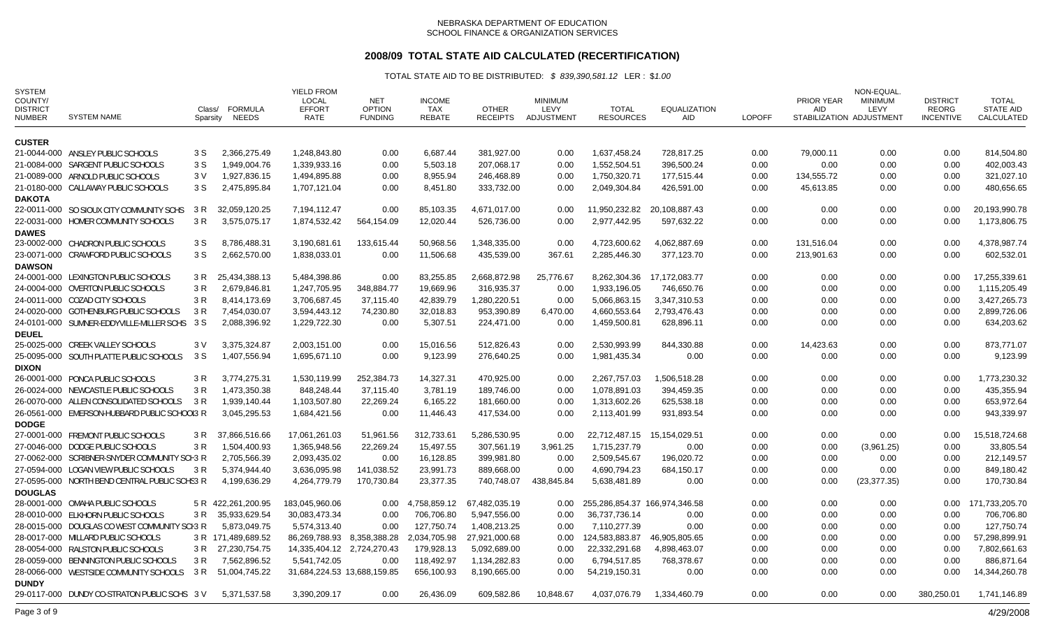NEBRASKA DEPARTMENT OF EDUCATION
SCHOOL FINANCE & ORGANIZATION SERVICES

# 2008/09 TOTAL STATE AID CALCULATED (RECERTIFICATION)

TOTAL STATE AID TO BE DISTRIBUTED: *$ 839,390,581.12* LER : *$1.00*

| SYSTEM COUNTY/ DISTRICT NUMBER | SYSTEM NAME | Class/ Sparsity | FORMULA NEEDS | YIELD FROM LOCAL EFFORT RATE | NET OPTION FUNDING | INCOME TAX REBATE | OTHER RECEIPTS | MINIMUM LEVY ADJUSTMENT | TOTAL RESOURCES | EQUALIZATION AID | LOPOFF | PRIOR YEAR AID STABILIZATION | NON-EQUAL. MINIMUM LEVY ADJUSTMENT | DISTRICT REORG INCENTIVE | TOTAL STATE AID CALCULATED |
|---|---|---|---|---|---|---|---|---|---|---|---|---|---|---|---|
| **CUSTER** | | | | | | | | | | | | | | | |
| 21-0044-000 | ANSLEY PUBLIC SCHOOLS | 3 S | 2,366,275.49 | 1,248,843.80 | 0.00 | 6,687.44 | 381,927.00 | 0.00 | 1,637,458.24 | 728,817.25 | 0.00 | 79,000.11 | 0.00 | 0.00 | 814,504.80 |
| 21-0084-000 | SARGENT PUBLIC SCHOOLS | 3 S | 1,949,004.76 | 1,339,933.16 | 0.00 | 5,503.18 | 207,068.17 | 0.00 | 1,552,504.51 | 396,500.24 | 0.00 | 0.00 | 0.00 | 0.00 | 402,003.43 |
| 21-0089-000 | ARNOLD PUBLIC SCHOOLS | 3 V | 1,927,836.15 | 1,494,895.88 | 0.00 | 8,955.94 | 246,468.89 | 0.00 | 1,750,320.71 | 177,515.44 | 0.00 | 134,555.72 | 0.00 | 0.00 | 321,027.10 |
| 21-0180-000 | CALLAWAY PUBLIC SCHOOLS | 3 S | 2,475,895.84 | 1,707,121.04 | 0.00 | 8,451.80 | 333,732.00 | 0.00 | 2,049,304.84 | 426,591.00 | 0.00 | 45,613.85 | 0.00 | 0.00 | 480,656.65 |
| **DAKOTA** | | | | | | | | | | | | | | | |
| 22-0011-000 | SO SIOUX CITY COMMUNITY SCHS | 3 R | 32,059,120.25 | 7,194,112.47 | 0.00 | 85,103.35 | 4,671,017.00 | 0.00 | 11,950,232.82 | 20,108,887.43 | 0.00 | 0.00 | 0.00 | 0.00 | 20,193,990.78 |
| 22-0031-000 | HOMER COMMUNITY SCHOOLS | 3 R | 3,575,075.17 | 1,874,532.42 | 564,154.09 | 12,020.44 | 526,736.00 | 0.00 | 2,977,442.95 | 597,632.22 | 0.00 | 0.00 | 0.00 | 0.00 | 1,173,806.75 |
| **DAWES** | | | | | | | | | | | | | | | |
| 23-0002-000 | CHADRON PUBLIC SCHOOLS | 3 S | 8,786,488.31 | 3,190,681.61 | 133,615.44 | 50,968.56 | 1,348,335.00 | 0.00 | 4,723,600.62 | 4,062,887.69 | 0.00 | 131,516.04 | 0.00 | 0.00 | 4,378,987.74 |
| 23-0071-000 | CRAWFORD PUBLIC SCHOOLS | 3 S | 2,662,570.00 | 1,838,033.01 | 0.00 | 11,506.68 | 435,539.00 | 367.61 | 2,285,446.30 | 377,123.70 | 0.00 | 213,901.63 | 0.00 | 0.00 | 602,532.01 |
| **DAWSON** | | | | | | | | | | | | | | | |
| 24-0001-000 | LEXINGTON PUBLIC SCHOOLS | 3 R | 25,434,388.13 | 5,484,398.86 | 0.00 | 83,255.85 | 2,668,872.98 | 25,776.67 | 8,262,304.36 | 17,172,083.77 | 0.00 | 0.00 | 0.00 | 0.00 | 17,255,339.61 |
| 24-0004-000 | OVERTON PUBLIC SCHOOLS | 3 R | 2,679,846.81 | 1,247,705.95 | 348,884.77 | 19,669.96 | 316,935.37 | 0.00 | 1,933,196.05 | 746,650.76 | 0.00 | 0.00 | 0.00 | 0.00 | 1,115,205.49 |
| 24-0011-000 | COZAD CITY SCHOOLS | 3 R | 8,414,173.69 | 3,706,687.45 | 37,115.40 | 42,839.79 | 1,280,220.51 | 0.00 | 5,066,863.15 | 3,347,310.53 | 0.00 | 0.00 | 0.00 | 0.00 | 3,427,265.73 |
| 24-0020-000 | GOTHENBURG PUBLIC SCHOOLS | 3 R | 7,454,030.07 | 3,594,443.12 | 74,230.80 | 32,018.83 | 953,390.89 | 6,470.00 | 4,660,553.64 | 2,793,476.43 | 0.00 | 0.00 | 0.00 | 0.00 | 2,899,726.06 |
| 24-0101-000 | SUMNER-EDDYVILLE-MILLER SCHS | 3 S | 2,088,396.92 | 1,229,722.30 | 0.00 | 5,307.51 | 224,471.00 | 0.00 | 1,459,500.81 | 628,896.11 | 0.00 | 0.00 | 0.00 | 0.00 | 634,203.62 |
| **DEUEL** | | | | | | | | | | | | | | | |
| 25-0025-000 | CREEK VALLEY SCHOOLS | 3 V | 3,375,324.87 | 2,003,151.00 | 0.00 | 15,016.56 | 512,826.43 | 0.00 | 2,530,993.99 | 844,330.88 | 0.00 | 14,423.63 | 0.00 | 0.00 | 873,771.07 |
| 25-0095-000 | SOUTH PLATTE PUBLIC SCHOOLS | 3 S | 1,407,556.94 | 1,695,671.10 | 0.00 | 9,123.99 | 276,640.25 | 0.00 | 1,981,435.34 | 0.00 | 0.00 | 0.00 | 0.00 | 0.00 | 9,123.99 |
| **DIXON** | | | | | | | | | | | | | | | |
| 26-0001-000 | PONCA PUBLIC SCHOOLS | 3 R | 3,774,275.31 | 1,530,119.99 | 252,384.73 | 14,327.31 | 470,925.00 | 0.00 | 2,267,757.03 | 1,506,518.28 | 0.00 | 0.00 | 0.00 | 0.00 | 1,773,230.32 |
| 26-0024-000 | NEWCASTLE PUBLIC SCHOOLS | 3 R | 1,473,350.38 | 848,248.44 | 37,115.40 | 3,781.19 | 189,746.00 | 0.00 | 1,078,891.03 | 394,459.35 | 0.00 | 0.00 | 0.00 | 0.00 | 435,355.94 |
| 26-0070-000 | ALLEN CONSOLIDATED SCHOOLS | 3 R | 1,939,140.44 | 1,103,507.80 | 22,269.24 | 6,165.22 | 181,660.00 | 0.00 | 1,313,602.26 | 625,538.18 | 0.00 | 0.00 | 0.00 | 0.00 | 653,972.64 |
| 26-0561-000 | EMERSON-HUBBARD PUBLIC SCHOOLS | 3 R | 3,045,295.53 | 1,684,421.56 | 0.00 | 11,446.43 | 417,534.00 | 0.00 | 2,113,401.99 | 931,893.54 | 0.00 | 0.00 | 0.00 | 0.00 | 943,339.97 |
| **DODGE** | | | | | | | | | | | | | | | |
| 27-0001-000 | FREMONT PUBLIC SCHOOLS | 3 R | 37,866,516.66 | 17,061,261.03 | 51,961.56 | 312,733.61 | 5,286,530.95 | 0.00 | 22,712,487.15 | 15,154,029.51 | 0.00 | 0.00 | 0.00 | 0.00 | 15,518,724.68 |
| 27-0046-000 | DODGE PUBLIC SCHOOLS | 3 R | 1,504,400.93 | 1,365,948.56 | 22,269.24 | 15,497.55 | 307,561.19 | 3,961.25 | 1,715,237.79 | 0.00 | 0.00 | 0.00 | (3,961.25) | 0.00 | 33,805.54 |
| 27-0062-000 | SCRIBNER-SNYDER COMMUNITY SCHS | 3 R | 2,705,566.39 | 2,093,435.02 | 0.00 | 16,128.85 | 399,981.80 | 0.00 | 2,509,545.67 | 196,020.72 | 0.00 | 0.00 | 0.00 | 0.00 | 212,149.57 |
| 27-0594-000 | LOGAN VIEW PUBLIC SCHOOLS | 3 R | 5,374,944.40 | 3,636,095.98 | 141,038.52 | 23,991.73 | 889,668.00 | 0.00 | 4,690,794.23 | 684,150.17 | 0.00 | 0.00 | 0.00 | 0.00 | 849,180.42 |
| 27-0595-000 | NORTH BEND CENTRAL PUBLIC SCHS | 3 R | 4,199,636.29 | 4,264,779.79 | 170,730.84 | 23,377.35 | 740,748.07 | 438,845.84 | 5,638,481.89 | 0.00 | 0.00 | 0.00 | (23,377.35) | 0.00 | 170,730.84 |
| **DOUGLAS** | | | | | | | | | | | | | | | |
| 28-0001-000 | OMAHA PUBLIC SCHOOLS | 5 R | 422,261,200.95 | 183,045,960.06 | 0.00 | 4,758,859.12 | 67,482,035.19 | 0.00 | 255,286,854.37 | 166,974,346.58 | 0.00 | 0.00 | 0.00 | 0.00 | 171,733,205.70 |
| 28-0010-000 | ELKHORN PUBLIC SCHOOLS | 3 R | 35,933,629.54 | 30,083,473.34 | 0.00 | 706,706.80 | 5,947,556.00 | 0.00 | 36,737,736.14 | 0.00 | 0.00 | 0.00 | 0.00 | 0.00 | 706,706.80 |
| 28-0015-000 | DOUGLAS CO WEST COMMUNITY SCHS | 3 R | 5,873,049.75 | 5,574,313.40 | 0.00 | 127,750.74 | 1,408,213.25 | 0.00 | 7,110,277.39 | 0.00 | 0.00 | 0.00 | 0.00 | 0.00 | 127,750.74 |
| 28-0017-000 | MILLARD PUBLIC SCHOOLS | 3 R | 171,489,689.52 | 86,269,788.93 | 8,358,388.28 | 2,034,705.98 | 27,921,000.68 | 0.00 | 124,583,883.87 | 46,905,805.65 | 0.00 | 0.00 | 0.00 | 0.00 | 57,298,899.91 |
| 28-0054-000 | RALSTON PUBLIC SCHOOLS | 3 R | 27,230,754.75 | 14,335,404.12 | 2,724,270.43 | 179,928.13 | 5,092,689.00 | 0.00 | 22,332,291.68 | 4,898,463.07 | 0.00 | 0.00 | 0.00 | 0.00 | 7,802,661.63 |
| 28-0059-000 | BENNINGTON PUBLIC SCHOOLS | 3 R | 7,562,896.52 | 5,541,742.05 | 0.00 | 118,492.97 | 1,134,282.83 | 0.00 | 6,794,517.85 | 768,378.67 | 0.00 | 0.00 | 0.00 | 0.00 | 886,871.64 |
| 28-0066-000 | WESTSIDE COMMUNITY SCHOOLS | 3 R | 51,004,745.22 | 31,684,224.53 | 13,688,159.85 | 656,100.93 | 8,190,665.00 | 0.00 | 54,219,150.31 | 0.00 | 0.00 | 0.00 | 0.00 | 0.00 | 14,344,260.78 |
| **DUNDY** | | | | | | | | | | | | | | | |
| 29-0117-000 | DUNDY CO-STRATON PUBLIC SCHS | 3 V | 5,371,537.58 | 3,390,209.17 | 0.00 | 26,436.09 | 609,582.86 | 10,848.67 | 4,037,076.79 | 1,334,460.79 | 0.00 | 0.00 | 0.00 | 380,250.01 | 1,741,146.89 |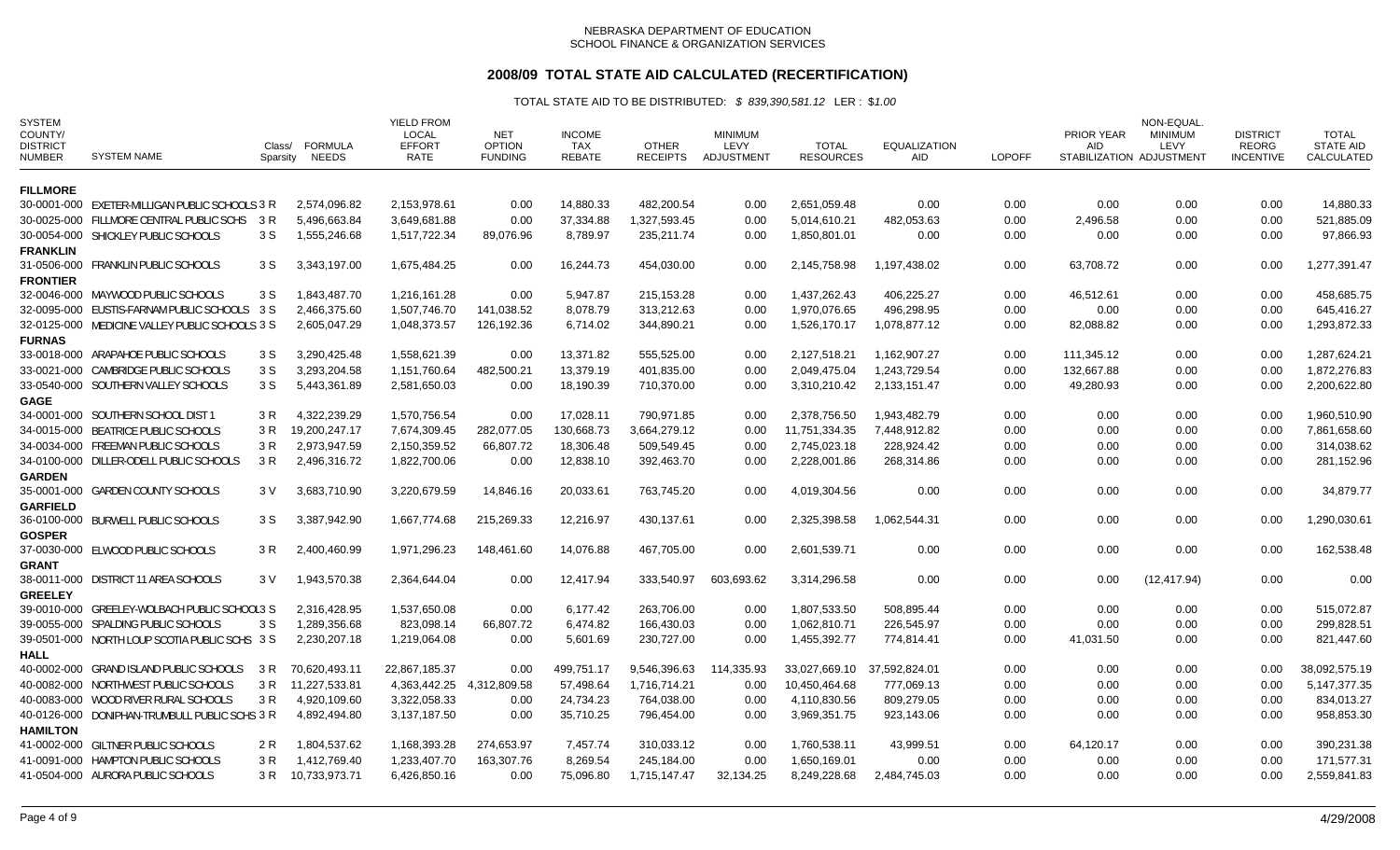NEBRASKA DEPARTMENT OF EDUCATION
SCHOOL FINANCE & ORGANIZATION SERVICES

# 2008/09 TOTAL STATE AID CALCULATED (RECERTIFICATION)

TOTAL STATE AID TO BE DISTRIBUTED: *$ 839,390,581.12* LER : *$1.00*

| SYSTEM COUNTY/ DISTRICT NUMBER | SYSTEM NAME | Class/ Sparsity | FORMULA NEEDS | YIELD FROM LOCAL EFFORT RATE | NET OPTION FUNDING | INCOME TAX REBATE | OTHER RECEIPTS | MINIMUM LEVY ADJUSTMENT | TOTAL RESOURCES | EQUALIZATION AID | LOPOFF | PRIOR YEAR AID STABILIZATION | NON-EQUAL. MINIMUM LEVY ADJUSTMENT | DISTRICT REORG INCENTIVE | TOTAL STATE AID CALCULATED |
|---|---|---|---|---|---|---|---|---|---|---|---|---|---|---|---|
| **FILLMORE** | | | | | | | | | | | | | | | |
| 30-0001-000 | EXETER-MILLIGAN PUBLIC SCHOOLS | 3 R | 2,574,096.82 | 2,153,978.61 | 0.00 | 14,880.33 | 482,200.54 | 0.00 | 2,651,059.48 | 0.00 | 0.00 | 0.00 | 0.00 | 0.00 | 14,880.33 |
| 30-0025-000 | FILLMORE CENTRAL PUBLIC SCHS | 3 R | 5,496,663.84 | 3,649,681.88 | 0.00 | 37,334.88 | 1,327,593.45 | 0.00 | 5,014,610.21 | 482,053.63 | 0.00 | 2,496.58 | 0.00 | 0.00 | 521,885.09 |
| 30-0054-000 | SHICKLEY PUBLIC SCHOOLS | 3 S | 1,555,246.68 | 1,517,722.34 | 89,076.96 | 8,789.97 | 235,211.74 | 0.00 | 1,850,801.01 | 0.00 | 0.00 | 0.00 | 0.00 | 0.00 | 97,866.93 |
| **FRANKLIN** | | | | | | | | | | | | | | | |
| 31-0506-000 | FRANKLIN PUBLIC SCHOOLS | 3 S | 3,343,197.00 | 1,675,484.25 | 0.00 | 16,244.73 | 454,030.00 | 0.00 | 2,145,758.98 | 1,197,438.02 | 0.00 | 63,708.72 | 0.00 | 0.00 | 1,277,391.47 |
| **FRONTIER** | | | | | | | | | | | | | | | |
| 32-0046-000 | MAYWOOD PUBLIC SCHOOLS | 3 S | 1,843,487.70 | 1,216,161.28 | 0.00 | 5,947.87 | 215,153.28 | 0.00 | 1,437,262.43 | 406,225.27 | 0.00 | 46,512.61 | 0.00 | 0.00 | 458,685.75 |
| 32-0095-000 | EUSTIS-FARNAM PUBLIC SCHOOLS | 3 S | 2,466,375.60 | 1,507,746.70 | 141,038.52 | 8,078.79 | 313,212.63 | 0.00 | 1,970,076.65 | 496,298.95 | 0.00 | 0.00 | 0.00 | 0.00 | 645,416.27 |
| 32-0125-000 | MEDICINE VALLEY PUBLIC SCHOOLS | 3 S | 2,605,047.29 | 1,048,373.57 | 126,192.36 | 6,714.02 | 344,890.21 | 0.00 | 1,526,170.17 | 1,078,877.12 | 0.00 | 82,088.82 | 0.00 | 0.00 | 1,293,872.33 |
| **FURNAS** | | | | | | | | | | | | | | | |
| 33-0018-000 | ARAPAHOE PUBLIC SCHOOLS | 3 S | 3,290,425.48 | 1,558,621.39 | 0.00 | 13,371.82 | 555,525.00 | 0.00 | 2,127,518.21 | 1,162,907.27 | 0.00 | 111,345.12 | 0.00 | 0.00 | 1,287,624.21 |
| 33-0021-000 | CAMBRIDGE PUBLIC SCHOOLS | 3 S | 3,293,204.58 | 1,151,760.64 | 482,500.21 | 13,379.19 | 401,835.00 | 0.00 | 2,049,475.04 | 1,243,729.54 | 0.00 | 132,667.88 | 0.00 | 0.00 | 1,872,276.83 |
| 33-0540-000 | SOUTHERN VALLEY SCHOOLS | 3 S | 5,443,361.89 | 2,581,650.03 | 0.00 | 18,190.39 | 710,370.00 | 0.00 | 3,310,210.42 | 2,133,151.47 | 0.00 | 49,280.93 | 0.00 | 0.00 | 2,200,622.80 |
| **GAGE** | | | | | | | | | | | | | | | |
| 34-0001-000 | SOUTHERN SCHOOL DIST 1 | 3 R | 4,322,239.29 | 1,570,756.54 | 0.00 | 17,028.11 | 790,971.85 | 0.00 | 2,378,756.50 | 1,943,482.79 | 0.00 | 0.00 | 0.00 | 0.00 | 1,960,510.90 |
| 34-0015-000 | BEATRICE PUBLIC SCHOOLS | 3 R | 19,200,247.17 | 7,674,309.45 | 282,077.05 | 130,668.73 | 3,664,279.12 | 0.00 | 11,751,334.35 | 7,448,912.82 | 0.00 | 0.00 | 0.00 | 0.00 | 7,861,658.60 |
| 34-0034-000 | FREEMAN PUBLIC SCHOOLS | 3 R | 2,973,947.59 | 2,150,359.52 | 66,807.72 | 18,306.48 | 509,549.45 | 0.00 | 2,745,023.18 | 228,924.42 | 0.00 | 0.00 | 0.00 | 0.00 | 314,038.62 |
| 34-0100-000 | DILLER-ODELL PUBLIC SCHOOLS | 3 R | 2,496,316.72 | 1,822,700.06 | 0.00 | 12,838.10 | 392,463.70 | 0.00 | 2,228,001.86 | 268,314.86 | 0.00 | 0.00 | 0.00 | 0.00 | 281,152.96 |
| **GARDEN** | | | | | | | | | | | | | | | |
| 35-0001-000 | GARDEN COUNTY SCHOOLS | 3 V | 3,683,710.90 | 3,220,679.59 | 14,846.16 | 20,033.61 | 763,745.20 | 0.00 | 4,019,304.56 | 0.00 | 0.00 | 0.00 | 0.00 | 0.00 | 34,879.77 |
| **GARFIELD** | | | | | | | | | | | | | | | |
| 36-0100-000 | BURWELL PUBLIC SCHOOLS | 3 S | 3,387,942.90 | 1,667,774.68 | 215,269.33 | 12,216.97 | 430,137.61 | 0.00 | 2,325,398.58 | 1,062,544.31 | 0.00 | 0.00 | 0.00 | 0.00 | 1,290,030.61 |
| **GOSPER** | | | | | | | | | | | | | | | |
| 37-0030-000 | ELWOOD PUBLIC SCHOOLS | 3 R | 2,400,460.99 | 1,971,296.23 | 148,461.60 | 14,076.88 | 467,705.00 | 0.00 | 2,601,539.71 | 0.00 | 0.00 | 0.00 | 0.00 | 0.00 | 162,538.48 |
| **GRANT** | | | | | | | | | | | | | | | |
| 38-0011-000 | DISTRICT 11 AREA SCHOOLS | 3 V | 1,943,570.38 | 2,364,644.04 | 0.00 | 12,417.94 | 333,540.97 | 603,693.62 | 3,314,296.58 | 0.00 | 0.00 | 0.00 | (12,417.94) | 0.00 | 0.00 |
| **GREELEY** | | | | | | | | | | | | | | | |
| 39-0010-000 | GREELEY-WOLBACH PUBLIC SCHOOLS | 3 S | 2,316,428.95 | 1,537,650.08 | 0.00 | 6,177.42 | 263,706.00 | 0.00 | 1,807,533.50 | 508,895.44 | 0.00 | 0.00 | 0.00 | 0.00 | 515,072.87 |
| 39-0055-000 | SPALDING PUBLIC SCHOOLS | 3 S | 1,289,356.68 | 823,098.14 | 66,807.72 | 6,474.82 | 166,430.03 | 0.00 | 1,062,810.71 | 226,545.97 | 0.00 | 0.00 | 0.00 | 0.00 | 299,828.51 |
| 39-0501-000 | NORTH LOUP SCOTIA PUBLIC SCHS | 3 S | 2,230,207.18 | 1,219,064.08 | 0.00 | 5,601.69 | 230,727.00 | 0.00 | 1,455,392.77 | 774,814.41 | 0.00 | 41,031.50 | 0.00 | 0.00 | 821,447.60 |
| **HALL** | | | | | | | | | | | | | | | |
| 40-0002-000 | GRAND ISLAND PUBLIC SCHOOLS | 3 R | 70,620,493.11 | 22,867,185.37 | 0.00 | 499,751.17 | 9,546,396.63 | 114,335.93 | 33,027,669.10 | 37,592,824.01 | 0.00 | 0.00 | 0.00 | 0.00 | 38,092,575.19 |
| 40-0082-000 | NORTHWEST PUBLIC SCHOOLS | 3 R | 11,227,533.81 | 4,363,442.25 | 4,312,809.58 | 57,498.64 | 1,716,714.21 | 0.00 | 10,450,464.68 | 777,069.13 | 0.00 | 0.00 | 0.00 | 0.00 | 5,147,377.35 |
| 40-0083-000 | WOOD RIVER RURAL SCHOOLS | 3 R | 4,920,109.60 | 3,322,058.33 | 0.00 | 24,734.23 | 764,038.00 | 0.00 | 4,110,830.56 | 809,279.05 | 0.00 | 0.00 | 0.00 | 0.00 | 834,013.27 |
| 40-0126-000 | DONIPHAN-TRUMBULL PUBLIC SCHS | 3 R | 4,892,494.80 | 3,137,187.50 | 0.00 | 35,710.25 | 796,454.00 | 0.00 | 3,969,351.75 | 923,143.06 | 0.00 | 0.00 | 0.00 | 0.00 | 958,853.30 |
| **HAMILTON** | | | | | | | | | | | | | | | |
| 41-0002-000 | GILTNER PUBLIC SCHOOLS | 2 R | 1,804,537.62 | 1,168,393.28 | 274,653.97 | 7,457.74 | 310,033.12 | 0.00 | 1,760,538.11 | 43,999.51 | 0.00 | 64,120.17 | 0.00 | 0.00 | 390,231.38 |
| 41-0091-000 | HAMPTON PUBLIC SCHOOLS | 3 R | 1,412,769.40 | 1,233,407.70 | 163,307.76 | 8,269.54 | 245,184.00 | 0.00 | 1,650,169.01 | 0.00 | 0.00 | 0.00 | 0.00 | 0.00 | 171,577.31 |
| 41-0504-000 | AURORA PUBLIC SCHOOLS | 3 R | 10,733,973.71 | 6,426,850.16 | 0.00 | 75,096.80 | 1,715,147.47 | 32,134.25 | 8,249,228.68 | 2,484,745.03 | 0.00 | 0.00 | 0.00 | 0.00 | 2,559,841.83 |

4/29/2008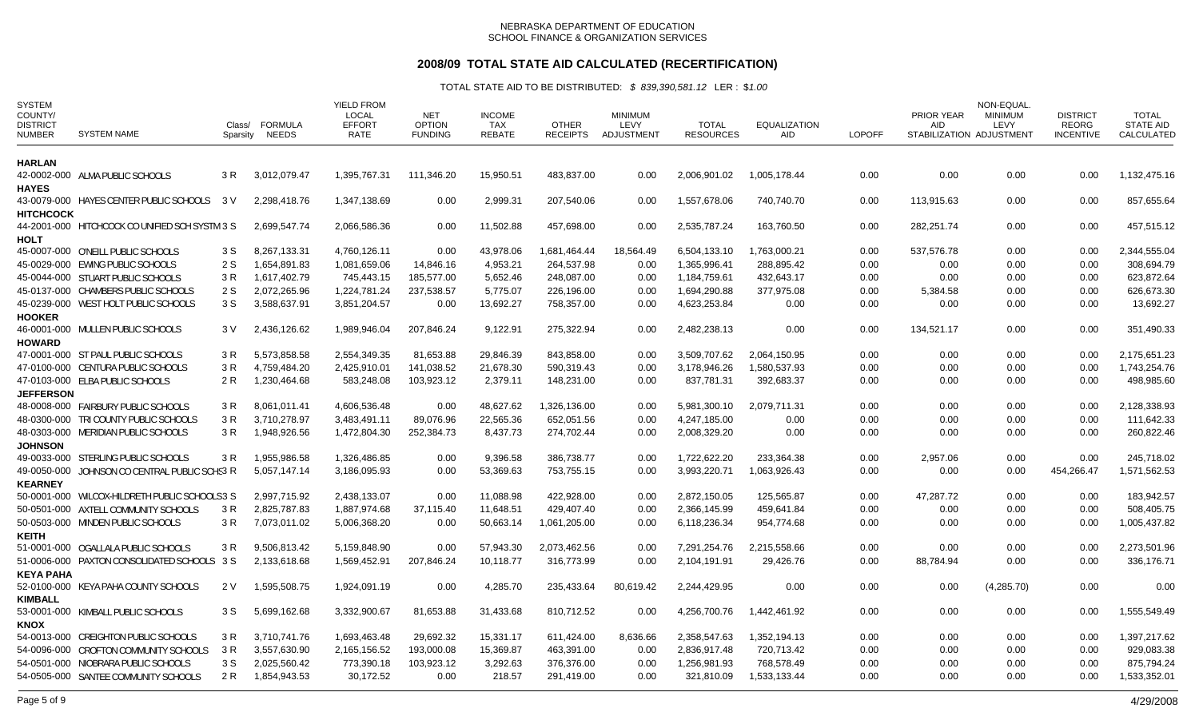NEBRASKA DEPARTMENT OF EDUCATION
SCHOOL FINANCE & ORGANIZATION SERVICES

# 2008/09 TOTAL STATE AID CALCULATED (RECERTIFICATION)

TOTAL STATE AID TO BE DISTRIBUTED: *$ 839,390,581.12* LER : *$1.00*

| SYSTEM COUNTY/ DISTRICT NUMBER | SYSTEM NAME | Class/ Sparsity | FORMULA NEEDS | YIELD FROM LOCAL EFFORT RATE | NET OPTION FUNDING | INCOME TAX REBATE | OTHER RECEIPTS | MINIMUM LEVY ADJUSTMENT | TOTAL RESOURCES | EQUALIZATION AID | LOPOFF | PRIOR YEAR AID STABILIZATION | NON-EQUAL. MINIMUM LEVY ADJUSTMENT | DISTRICT REORG INCENTIVE | TOTAL STATE AID CALCULATED |
|---|---|---|---|---|---|---|---|---|---|---|---|---|---|---|---|
| **HARLAN** | | | | | | | | | | | | | | | |
| 42-0002-000 | ALMA PUBLIC SCHOOLS | 3 R | 3,012,079.47 | 1,395,767.31 | 111,346.20 | 15,950.51 | 483,837.00 | 0.00 | 2,006,901.02 | 1,005,178.44 | 0.00 | 0.00 | 0.00 | 0.00 | 1,132,475.16 |
| **HAYES** | | | | | | | | | | | | | | | |
| 43-0079-000 | HAYES CENTER PUBLIC SCHOOLS | 3 V | 2,298,418.76 | 1,347,138.69 | 0.00 | 2,999.31 | 207,540.06 | 0.00 | 1,557,678.06 | 740,740.70 | 0.00 | 113,915.63 | 0.00 | 0.00 | 857,655.64 |
| **HITCHCOCK** | | | | | | | | | | | | | | | |
| 44-2001-000 | HITCHCOCK CO UNIFIED SCH SYSTM | 3 S | 2,699,547.74 | 2,066,586.36 | 0.00 | 11,502.88 | 457,698.00 | 0.00 | 2,535,787.24 | 163,760.50 | 0.00 | 282,251.74 | 0.00 | 0.00 | 457,515.12 |
| **HOLT** | | | | | | | | | | | | | | | |
| 45-0007-000 | O'NEILL PUBLIC SCHOOLS | 3 S | 8,267,133.31 | 4,760,126.11 | 0.00 | 43,978.06 | 1,681,464.44 | 18,564.49 | 6,504,133.10 | 1,763,000.21 | 0.00 | 537,576.78 | 0.00 | 0.00 | 2,344,555.04 |
| 45-0029-000 | EWING PUBLIC SCHOOLS | 2 S | 1,654,891.83 | 1,081,659.06 | 14,846.16 | 4,953.21 | 264,537.98 | 0.00 | 1,365,996.41 | 288,895.42 | 0.00 | 0.00 | 0.00 | 0.00 | 308,694.79 |
| 45-0044-000 | STUART PUBLIC SCHOOLS | 3 R | 1,617,402.79 | 745,443.15 | 185,577.00 | 5,652.46 | 248,087.00 | 0.00 | 1,184,759.61 | 432,643.17 | 0.00 | 0.00 | 0.00 | 0.00 | 623,872.64 |
| 45-0137-000 | CHAMBERS PUBLIC SCHOOLS | 2 S | 2,072,265.96 | 1,224,781.24 | 237,538.57 | 5,775.07 | 226,196.00 | 0.00 | 1,694,290.88 | 377,975.08 | 0.00 | 5,384.58 | 0.00 | 0.00 | 626,673.30 |
| 45-0239-000 | WEST HOLT PUBLIC SCHOOLS | 3 S | 3,588,637.91 | 3,851,204.57 | 0.00 | 13,692.27 | 758,357.00 | 0.00 | 4,623,253.84 | 0.00 | 0.00 | 0.00 | 0.00 | 0.00 | 13,692.27 |
| **HOOKER** | | | | | | | | | | | | | | | |
| 46-0001-000 | MULLEN PUBLIC SCHOOLS | 3 V | 2,436,126.62 | 1,989,946.04 | 207,846.24 | 9,122.91 | 275,322.94 | 0.00 | 2,482,238.13 | 0.00 | 0.00 | 134,521.17 | 0.00 | 0.00 | 351,490.33 |
| **HOWARD** | | | | | | | | | | | | | | | |
| 47-0001-000 | ST PAUL PUBLIC SCHOOLS | 3 R | 5,573,858.58 | 2,554,349.35 | 81,653.88 | 29,846.39 | 843,858.00 | 0.00 | 3,509,707.62 | 2,064,150.95 | 0.00 | 0.00 | 0.00 | 0.00 | 2,175,651.23 |
| 47-0100-000 | CENTURA PUBLIC SCHOOLS | 3 R | 4,759,484.20 | 2,425,910.01 | 141,038.52 | 21,678.30 | 590,319.43 | 0.00 | 3,178,946.26 | 1,580,537.93 | 0.00 | 0.00 | 0.00 | 0.00 | 1,743,254.76 |
| 47-0103-000 | ELBA PUBLIC SCHOOLS | 2 R | 1,230,464.68 | 583,248.08 | 103,923.12 | 2,379.11 | 148,231.00 | 0.00 | 837,781.31 | 392,683.37 | 0.00 | 0.00 | 0.00 | 0.00 | 498,985.60 |
| **JEFFERSON** | | | | | | | | | | | | | | | |
| 48-0008-000 | FAIRBURY PUBLIC SCHOOLS | 3 R | 8,061,011.41 | 4,606,536.48 | 0.00 | 48,627.62 | 1,326,136.00 | 0.00 | 5,981,300.10 | 2,079,711.31 | 0.00 | 0.00 | 0.00 | 0.00 | 2,128,338.93 |
| 48-0300-000 | TRI COUNTY PUBLIC SCHOOLS | 3 R | 3,710,278.97 | 3,483,491.11 | 89,076.96 | 22,565.36 | 652,051.56 | 0.00 | 4,247,185.00 | 0.00 | 0.00 | 0.00 | 0.00 | 0.00 | 111,642.33 |
| 48-0303-000 | MERIDIAN PUBLIC SCHOOLS | 3 R | 1,948,926.56 | 1,472,804.30 | 252,384.73 | 8,437.73 | 274,702.44 | 0.00 | 2,008,329.20 | 0.00 | 0.00 | 0.00 | 0.00 | 0.00 | 260,822.46 |
| **JOHNSON** | | | | | | | | | | | | | | | |
| 49-0033-000 | STERLING PUBLIC SCHOOLS | 3 R | 1,955,986.58 | 1,326,486.85 | 0.00 | 9,396.58 | 386,738.77 | 0.00 | 1,722,622.20 | 233,364.38 | 0.00 | 2,957.06 | 0.00 | 0.00 | 245,718.02 |
| 49-0050-000 | JOHNSON CO CENTRAL PUBLIC SCHS | 3 R | 5,057,147.14 | 3,186,095.93 | 0.00 | 53,369.63 | 753,755.15 | 0.00 | 3,993,220.71 | 1,063,926.43 | 0.00 | 0.00 | 0.00 | 454,266.47 | 1,571,562.53 |
| **KEARNEY** | | | | | | | | | | | | | | | |
| 50-0001-000 | WILCOX-HILDRETH PUBLIC SCHOOLS | 3 S | 2,997,715.92 | 2,438,133.07 | 0.00 | 11,088.98 | 422,928.00 | 0.00 | 2,872,150.05 | 125,565.87 | 0.00 | 47,287.72 | 0.00 | 0.00 | 183,942.57 |
| 50-0501-000 | AXTELL COMMUNITY SCHOOLS | 3 R | 2,825,787.83 | 1,887,974.68 | 37,115.40 | 11,648.51 | 429,407.40 | 0.00 | 2,366,145.99 | 459,641.84 | 0.00 | 0.00 | 0.00 | 0.00 | 508,405.75 |
| 50-0503-000 | MINDEN PUBLIC SCHOOLS | 3 R | 7,073,011.02 | 5,006,368.20 | 0.00 | 50,663.14 | 1,061,205.00 | 0.00 | 6,118,236.34 | 954,774.68 | 0.00 | 0.00 | 0.00 | 0.00 | 1,005,437.82 |
| **KEITH** | | | | | | | | | | | | | | | |
| 51-0001-000 | OGALLALA PUBLIC SCHOOLS | 3 R | 9,506,813.42 | 5,159,848.90 | 0.00 | 57,943.30 | 2,073,462.56 | 0.00 | 7,291,254.76 | 2,215,558.66 | 0.00 | 0.00 | 0.00 | 0.00 | 2,273,501.96 |
| 51-0006-000 | PAXTON CONSOLIDATED SCHOOLS | 3 S | 2,133,618.68 | 1,569,452.91 | 207,846.24 | 10,118.77 | 316,773.99 | 0.00 | 2,104,191.91 | 29,426.76 | 0.00 | 88,784.94 | 0.00 | 0.00 | 336,176.71 |
| **KEYA PAHA** | | | | | | | | | | | | | | | |
| 52-0100-000 | KEYA PAHA COUNTY SCHOOLS | 2 V | 1,595,508.75 | 1,924,091.19 | 0.00 | 4,285.70 | 235,433.64 | 80,619.42 | 2,244,429.95 | 0.00 | 0.00 | 0.00 | (4,285.70) | 0.00 | 0.00 |
| **KIMBALL** | | | | | | | | | | | | | | | |
| 53-0001-000 | KIMBALL PUBLIC SCHOOLS | 3 S | 5,699,162.68 | 3,332,900.67 | 81,653.88 | 31,433.68 | 810,712.52 | 0.00 | 4,256,700.76 | 1,442,461.92 | 0.00 | 0.00 | 0.00 | 0.00 | 1,555,549.49 |
| **KNOX** | | | | | | | | | | | | | | | |
| 54-0013-000 | CREIGHTON PUBLIC SCHOOLS | 3 R | 3,710,741.76 | 1,693,463.48 | 29,692.32 | 15,331.17 | 611,424.00 | 8,636.66 | 2,358,547.63 | 1,352,194.13 | 0.00 | 0.00 | 0.00 | 0.00 | 1,397,217.62 |
| 54-0096-000 | CROFTON COMMUNITY SCHOOLS | 3 R | 3,557,630.90 | 2,165,156.52 | 193,000.08 | 15,369.87 | 463,391.00 | 0.00 | 2,836,917.48 | 720,713.42 | 0.00 | 0.00 | 0.00 | 0.00 | 929,083.38 |
| 54-0501-000 | NIOBRARA PUBLIC SCHOOLS | 3 S | 2,025,560.42 | 773,390.18 | 103,923.12 | 3,292.63 | 376,376.00 | 0.00 | 1,256,981.93 | 768,578.49 | 0.00 | 0.00 | 0.00 | 0.00 | 875,794.24 |
| 54-0505-000 | SANTEE COMMUNITY SCHOOLS | 2 R | 1,854,943.53 | 30,172.52 | 0.00 | 218.57 | 291,419.00 | 0.00 | 321,810.09 | 1,533,133.44 | 0.00 | 0.00 | 0.00 | 0.00 | 1,533,352.01 |

4/29/2008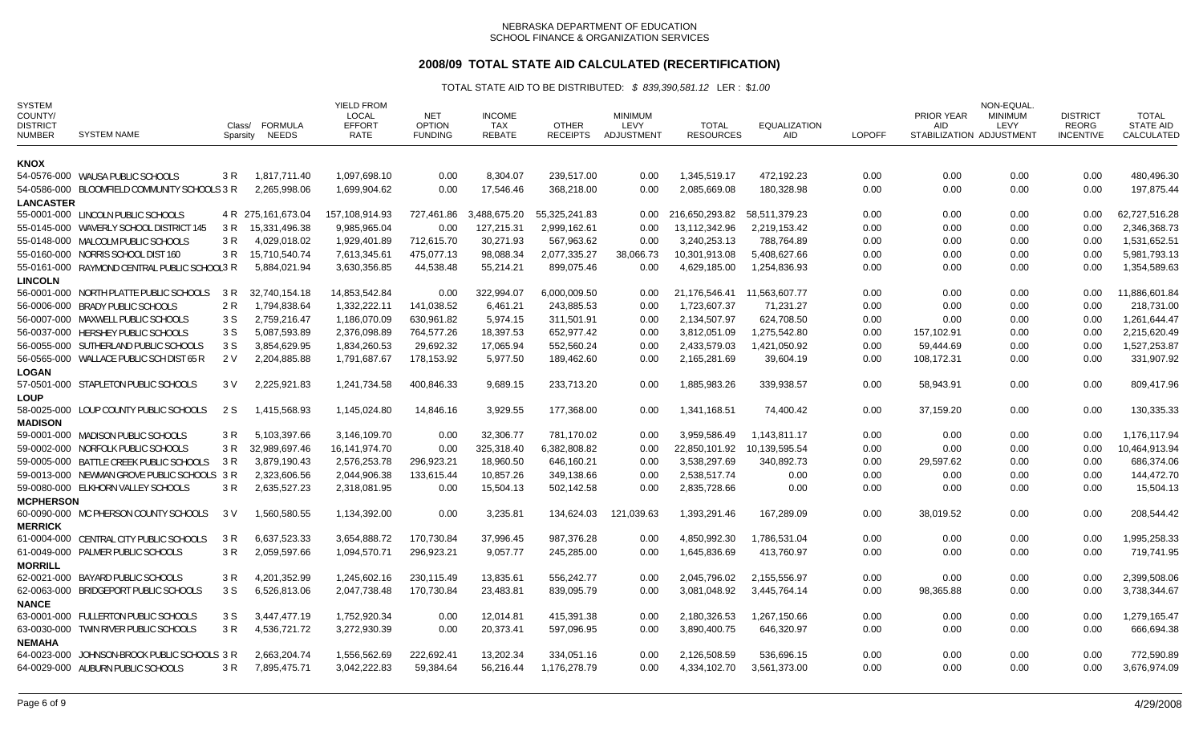NEBRASKA DEPARTMENT OF EDUCATION
SCHOOL FINANCE & ORGANIZATION SERVICES

# 2008/09 TOTAL STATE AID CALCULATED (RECERTIFICATION)

TOTAL STATE AID TO BE DISTRIBUTED: *$ 839,390,581.12* LER : *$1.00*

| SYSTEM COUNTY/ DISTRICT NUMBER | SYSTEM NAME | Class/ Sparsity | FORMULA NEEDS | YIELD FROM LOCAL EFFORT RATE | NET OPTION FUNDING | INCOME TAX REBATE | OTHER RECEIPTS | MINIMUM LEVY ADJUSTMENT | TOTAL RESOURCES | EQUALIZATION AID | LOPOFF | PRIOR YEAR AID STABILIZATION | NON-EQUAL. MINIMUM LEVY ADJUSTMENT | DISTRICT REORG INCENTIVE | TOTAL STATE AID CALCULATED |
|---|---|---|---|---|---|---|---|---|---|---|---|---|---|---|---|
| **KNOX** | | | | | | | | | | | | | | | |
| 54-0576-000 | WAUSA PUBLIC SCHOOLS | 3 R | 1,817,711.40 | 1,097,698.10 | 0.00 | 8,304.07 | 239,517.00 | 0.00 | 1,345,519.17 | 472,192.23 | 0.00 | 0.00 | 0.00 | 0.00 | 480,496.30 |
| 54-0586-000 | BLOOMFIELD COMMUNITY SCHOOLS | 3 R | 2,265,998.06 | 1,699,904.62 | 0.00 | 17,546.46 | 368,218.00 | 0.00 | 2,085,669.08 | 180,328.98 | 0.00 | 0.00 | 0.00 | 0.00 | 197,875.44 |
| **LANCASTER** | | | | | | | | | | | | | | | |
| 55-0001-000 | LINCOLN PUBLIC SCHOOLS | 4 R | 275,161,673.04 | 157,108,914.93 | 727,461.86 | 3,488,675.20 | 55,325,241.83 | 0.00 | 216,650,293.82 | 58,511,379.23 | 0.00 | 0.00 | 0.00 | 0.00 | 62,727,516.28 |
| 55-0145-000 | WAVERLY SCHOOL DISTRICT 145 | 3 R | 15,331,496.38 | 9,985,965.04 | 0.00 | 127,215.31 | 2,999,162.61 | 0.00 | 13,112,342.96 | 2,219,153.42 | 0.00 | 0.00 | 0.00 | 0.00 | 2,346,368.73 |
| 55-0148-000 | MALCOLM PUBLIC SCHOOLS | 3 R | 4,029,018.02 | 1,929,401.89 | 712,615.70 | 30,271.93 | 567,963.62 | 0.00 | 3,240,253.13 | 788,764.89 | 0.00 | 0.00 | 0.00 | 0.00 | 1,531,652.51 |
| 55-0160-000 | NORRIS SCHOOL DIST 160 | 3 R | 15,710,540.74 | 7,613,345.61 | 475,077.13 | 98,088.34 | 2,077,335.27 | 38,066.73 | 10,301,913.08 | 5,408,627.66 | 0.00 | 0.00 | 0.00 | 0.00 | 5,981,793.13 |
| 55-0161-000 | RAYMOND CENTRAL PUBLIC SCHOOLS | 3 R | 5,884,021.94 | 3,630,356.85 | 44,538.48 | 55,214.21 | 899,075.46 | 0.00 | 4,629,185.00 | 1,254,836.93 | 0.00 | 0.00 | 0.00 | 0.00 | 1,354,589.63 |
| **LINCOLN** | | | | | | | | | | | | | | | |
| 56-0001-000 | NORTH PLATTE PUBLIC SCHOOLS | 3 R | 32,740,154.18 | 14,853,542.84 | 0.00 | 322,994.07 | 6,000,009.50 | 0.00 | 21,176,546.41 | 11,563,607.77 | 0.00 | 0.00 | 0.00 | 0.00 | 11,886,601.84 |
| 56-0006-000 | BRADY PUBLIC SCHOOLS | 2 R | 1,794,838.64 | 1,332,222.11 | 141,038.52 | 6,461.21 | 243,885.53 | 0.00 | 1,723,607.37 | 71,231.27 | 0.00 | 0.00 | 0.00 | 0.00 | 218,731.00 |
| 56-0007-000 | MAXWELL PUBLIC SCHOOLS | 3 S | 2,759,216.47 | 1,186,070.09 | 630,961.82 | 5,974.15 | 311,501.91 | 0.00 | 2,134,507.97 | 624,708.50 | 0.00 | 0.00 | 0.00 | 0.00 | 1,261,644.47 |
| 56-0037-000 | HERSHEY PUBLIC SCHOOLS | 3 S | 5,087,593.89 | 2,376,098.89 | 764,577.26 | 18,397.53 | 652,977.42 | 0.00 | 3,812,051.09 | 1,275,542.80 | 0.00 | 157,102.91 | 0.00 | 0.00 | 2,215,620.49 |
| 56-0055-000 | SUTHERLAND PUBLIC SCHOOLS | 3 S | 3,854,629.95 | 1,834,260.53 | 29,692.32 | 17,065.94 | 552,560.24 | 0.00 | 2,433,579.03 | 1,421,050.92 | 0.00 | 59,444.69 | 0.00 | 0.00 | 1,527,253.87 |
| 56-0565-000 | WALLACE PUBLIC SCH DIST 65 R | 2 V | 2,204,885.88 | 1,791,687.67 | 178,153.92 | 5,977.50 | 189,462.60 | 0.00 | 2,165,281.69 | 39,604.19 | 0.00 | 108,172.31 | 0.00 | 0.00 | 331,907.92 |
| **LOGAN** | | | | | | | | | | | | | | | |
| 57-0501-000 | STAPLETON PUBLIC SCHOOLS | 3 V | 2,225,921.83 | 1,241,734.58 | 400,846.33 | 9,689.15 | 233,713.20 | 0.00 | 1,885,983.26 | 339,938.57 | 0.00 | 58,943.91 | 0.00 | 0.00 | 809,417.96 |
| **LOUP** | | | | | | | | | | | | | | | |
| 58-0025-000 | LOUP COUNTY PUBLIC SCHOOLS | 2 S | 1,415,568.93 | 1,145,024.80 | 14,846.16 | 3,929.55 | 177,368.00 | 0.00 | 1,341,168.51 | 74,400.42 | 0.00 | 37,159.20 | 0.00 | 0.00 | 130,335.33 |
| **MADISON** | | | | | | | | | | | | | | | |
| 59-0001-000 | MADISON PUBLIC SCHOOLS | 3 R | 5,103,397.66 | 3,146,109.70 | 0.00 | 32,306.77 | 781,170.02 | 0.00 | 3,959,586.49 | 1,143,811.17 | 0.00 | 0.00 | 0.00 | 0.00 | 1,176,117.94 |
| 59-0002-000 | NORFOLK PUBLIC SCHOOLS | 3 R | 32,989,697.46 | 16,141,974.70 | 0.00 | 325,318.40 | 6,382,808.82 | 0.00 | 22,850,101.92 | 10,139,595.54 | 0.00 | 0.00 | 0.00 | 0.00 | 10,464,913.94 |
| 59-0005-000 | BATTLE CREEK PUBLIC SCHOOLS | 3 R | 3,879,190.43 | 2,576,253.78 | 296,923.21 | 18,960.50 | 646,160.21 | 0.00 | 3,538,297.69 | 340,892.73 | 0.00 | 29,597.62 | 0.00 | 0.00 | 686,374.06 |
| 59-0013-000 | NEWMAN GROVE PUBLIC SCHOOLS | 3 R | 2,323,606.56 | 2,044,906.38 | 133,615.44 | 10,857.26 | 349,138.66 | 0.00 | 2,538,517.74 | 0.00 | 0.00 | 0.00 | 0.00 | 0.00 | 144,472.70 |
| 59-0080-000 | ELKHORN VALLEY SCHOOLS | 3 R | 2,635,527.21 | 2,318,081.95 | 0.00 | 15,504.13 | 502,142.58 | 0.00 | 2,835,728.66 | 0.00 | 0.00 | 0.00 | 0.00 | 0.00 | 15,504.13 |
| **MCPHERSON** | | | | | | | | | | | | | | | |
| 60-0090-000 | MC PHERSON COUNTY SCHOOLS | 3 V | 1,560,580.55 | 1,134,392.00 | 0.00 | 3,235.81 | 134,624.03 | 121,039.63 | 1,393,291.46 | 167,289.09 | 0.00 | 38,019.52 | 0.00 | 0.00 | 208,544.42 |
| **MERRICK** | | | | | | | | | | | | | | | |
| 61-0004-000 | CENTRAL CITY PUBLIC SCHOOLS | 3 R | 6,637,523.33 | 3,654,888.72 | 170,730.84 | 37,996.45 | 987,376.28 | 0.00 | 4,850,992.30 | 1,786,531.04 | 0.00 | 0.00 | 0.00 | 0.00 | 1,995,258.33 |
| 61-0049-000 | PALMER PUBLIC SCHOOLS | 3 R | 2,059,597.66 | 1,094,570.71 | 296,923.21 | 9,057.77 | 245,285.00 | 0.00 | 1,645,836.69 | 413,760.97 | 0.00 | 0.00 | 0.00 | 0.00 | 719,741.95 |
| **MORRILL** | | | | | | | | | | | | | | | |
| 62-0021-000 | BAYARD PUBLIC SCHOOLS | 3 R | 4,201,352.99 | 1,245,602.16 | 230,115.49 | 13,835.61 | 556,242.77 | 0.00 | 2,045,796.02 | 2,155,556.97 | 0.00 | 0.00 | 0.00 | 0.00 | 2,399,508.06 |
| 62-0063-000 | BRIDGEPORT PUBLIC SCHOOLS | 3 S | 6,526,813.06 | 2,047,738.48 | 170,730.84 | 23,483.81 | 839,095.79 | 0.00 | 3,081,048.92 | 3,445,764.14 | 0.00 | 98,365.88 | 0.00 | 0.00 | 3,738,344.67 |
| **NANCE** | | | | | | | | | | | | | | | |
| 63-0001-000 | FULLERTON PUBLIC SCHOOLS | 3 S | 3,447,477.19 | 1,752,920.34 | 0.00 | 12,014.81 | 415,391.38 | 0.00 | 2,180,326.53 | 1,267,150.66 | 0.00 | 0.00 | 0.00 | 0.00 | 1,279,165.47 |
| 63-0030-000 | TWIN RIVER PUBLIC SCHOOLS | 3 R | 4,536,721.72 | 3,272,930.39 | 0.00 | 20,373.41 | 597,096.95 | 0.00 | 3,890,400.75 | 646,320.97 | 0.00 | 0.00 | 0.00 | 0.00 | 666,694.38 |
| **NEMAHA** | | | | | | | | | | | | | | | |
| 64-0023-000 | JOHNSON-BROCK PUBLIC SCHOOLS | 3 R | 2,663,204.74 | 1,556,562.69 | 222,692.41 | 13,202.34 | 334,051.16 | 0.00 | 2,126,508.59 | 536,696.15 | 0.00 | 0.00 | 0.00 | 0.00 | 772,590.89 |
| 64-0029-000 | AUBURN PUBLIC SCHOOLS | 3 R | 7,895,475.71 | 3,042,222.83 | 59,384.64 | 56,216.44 | 1,176,278.79 | 0.00 | 4,334,102.70 | 3,561,373.00 | 0.00 | 0.00 | 0.00 | 0.00 | 3,676,974.09 |

4/29/2008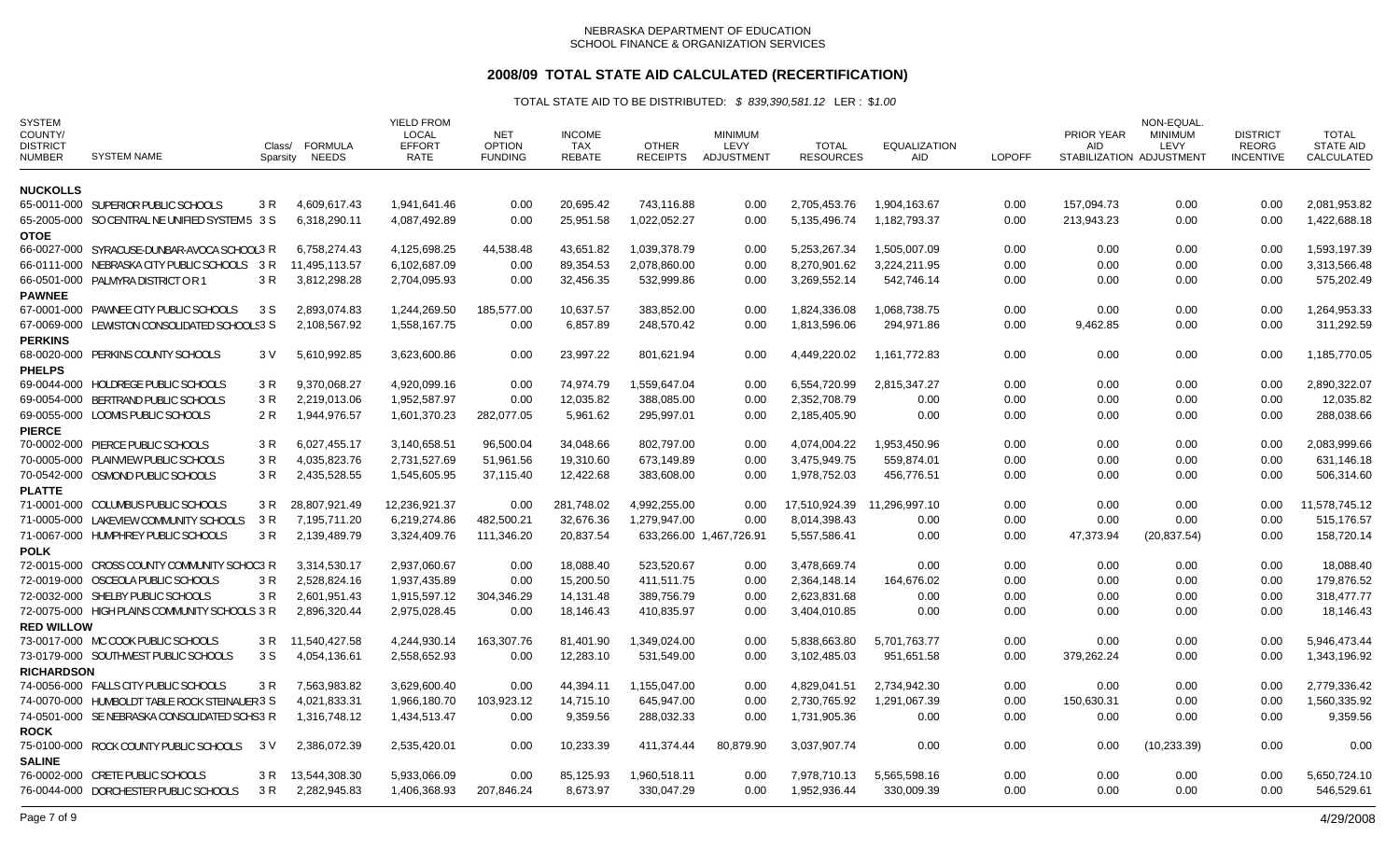NEBRASKA DEPARTMENT OF EDUCATION
SCHOOL FINANCE & ORGANIZATION SERVICES

# 2008/09 TOTAL STATE AID CALCULATED (RECERTIFICATION)

TOTAL STATE AID TO BE DISTRIBUTED: *$ 839,390,581.12* LER : *$1.00*

| SYSTEM COUNTY/ DISTRICT NUMBER | SYSTEM NAME | Class/ Sparsity | FORMULA NEEDS | YIELD FROM LOCAL EFFORT RATE | NET OPTION FUNDING | INCOME TAX REBATE | OTHER RECEIPTS | MINIMUM LEVY ADJUSTMENT | TOTAL RESOURCES | EQUALIZATION AID | LOPOFF | PRIOR YEAR AID STABILIZATION | NON-EQUAL. MINIMUM LEVY ADJUSTMENT | DISTRICT REORG INCENTIVE | TOTAL STATE AID CALCULATED |
|---|---|---|---|---|---|---|---|---|---|---|---|---|---|---|---|
| **NUCKOLLS** | | | | | | | | | | | | | | | |
| 65-0011-000 | SUPERIOR PUBLIC SCHOOLS | 3 R | 4,609,617.43 | 1,941,641.46 | 0.00 | 20,695.42 | 743,116.88 | 0.00 | 2,705,453.76 | 1,904,163.67 | 0.00 | 157,094.73 | 0.00 | 0.00 | 2,081,953.82 |
| 65-2005-000 | SO CENTRAL NE UNIFIED SYSTEM 5 | 3 S | 6,318,290.11 | 4,087,492.89 | 0.00 | 25,951.58 | 1,022,052.27 | 0.00 | 5,135,496.74 | 1,182,793.37 | 0.00 | 213,943.23 | 0.00 | 0.00 | 1,422,688.18 |
| **OTOE** | | | | | | | | | | | | | | | |
| 66-0027-000 | SYRACUSE-DUNBAR-AVOCA SCHOOLS | 3 R | 6,758,274.43 | 4,125,698.25 | 44,538.48 | 43,651.82 | 1,039,378.79 | 0.00 | 5,253,267.34 | 1,505,007.09 | 0.00 | 0.00 | 0.00 | 0.00 | 1,593,197.39 |
| 66-0111-000 | NEBRASKA CITY PUBLIC SCHOOLS | 3 R | 11,495,113.57 | 6,102,687.09 | 0.00 | 89,354.53 | 2,078,860.00 | 0.00 | 8,270,901.62 | 3,224,211.95 | 0.00 | 0.00 | 0.00 | 0.00 | 3,313,566.48 |
| 66-0501-000 | PALMYRA DISTRICT O R 1 | 3 R | 3,812,298.28 | 2,704,095.93 | 0.00 | 32,456.35 | 532,999.86 | 0.00 | 3,269,552.14 | 542,746.14 | 0.00 | 0.00 | 0.00 | 0.00 | 575,202.49 |
| **PAWNEE** | | | | | | | | | | | | | | | |
| 67-0001-000 | PAWNEE CITY PUBLIC SCHOOLS | 3 S | 2,893,074.83 | 1,244,269.50 | 185,577.00 | 10,637.57 | 383,852.00 | 0.00 | 1,824,336.08 | 1,068,738.75 | 0.00 | 0.00 | 0.00 | 0.00 | 1,264,953.33 |
| 67-0069-000 | LEWISTON CONSOLIDATED SCHOOLS | 3 S | 2,108,567.92 | 1,558,167.75 | 0.00 | 6,857.89 | 248,570.42 | 0.00 | 1,813,596.06 | 294,971.86 | 0.00 | 9,462.85 | 0.00 | 0.00 | 311,292.59 |
| **PERKINS** | | | | | | | | | | | | | | | |
| 68-0020-000 | PERKINS COUNTY SCHOOLS | 3 V | 5,610,992.85 | 3,623,600.86 | 0.00 | 23,997.22 | 801,621.94 | 0.00 | 4,449,220.02 | 1,161,772.83 | 0.00 | 0.00 | 0.00 | 0.00 | 1,185,770.05 |
| **PHELPS** | | | | | | | | | | | | | | | |
| 69-0044-000 | HOLDREGE PUBLIC SCHOOLS | 3 R | 9,370,068.27 | 4,920,099.16 | 0.00 | 74,974.79 | 1,559,647.04 | 0.00 | 6,554,720.99 | 2,815,347.27 | 0.00 | 0.00 | 0.00 | 0.00 | 2,890,322.07 |
| 69-0054-000 | BERTRAND PUBLIC SCHOOLS | 3 R | 2,219,013.06 | 1,952,587.97 | 0.00 | 12,035.82 | 388,085.00 | 0.00 | 2,352,708.79 | 0.00 | 0.00 | 0.00 | 0.00 | 0.00 | 12,035.82 |
| 69-0055-000 | LOOMIS PUBLIC SCHOOLS | 2 R | 1,944,976.57 | 1,601,370.23 | 282,077.05 | 5,961.62 | 295,997.01 | 0.00 | 2,185,405.90 | 0.00 | 0.00 | 0.00 | 0.00 | 0.00 | 288,038.66 |
| **PIERCE** | | | | | | | | | | | | | | | |
| 70-0002-000 | PIERCE PUBLIC SCHOOLS | 3 R | 6,027,455.17 | 3,140,658.51 | 96,500.04 | 34,048.66 | 802,797.00 | 0.00 | 4,074,004.22 | 1,953,450.96 | 0.00 | 0.00 | 0.00 | 0.00 | 2,083,999.66 |
| 70-0005-000 | PLAINVIEW PUBLIC SCHOOLS | 3 R | 4,035,823.76 | 2,731,527.69 | 51,961.56 | 19,310.60 | 673,149.89 | 0.00 | 3,475,949.75 | 559,874.01 | 0.00 | 0.00 | 0.00 | 0.00 | 631,146.18 |
| 70-0542-000 | OSMOND PUBLIC SCHOOLS | 3 R | 2,435,528.55 | 1,545,605.95 | 37,115.40 | 12,422.68 | 383,608.00 | 0.00 | 1,978,752.03 | 456,776.51 | 0.00 | 0.00 | 0.00 | 0.00 | 506,314.60 |
| **PLATTE** | | | | | | | | | | | | | | | |
| 71-0001-000 | COLUMBUS PUBLIC SCHOOLS | 3 R | 28,807,921.49 | 12,236,921.37 | 0.00 | 281,748.02 | 4,992,255.00 | 0.00 | 17,510,924.39 | 11,296,997.10 | 0.00 | 0.00 | 0.00 | 0.00 | 11,578,745.12 |
| 71-0005-000 | LAKEVIEW COMMUNITY SCHOOLS | 3 R | 7,195,711.20 | 6,219,274.86 | 482,500.21 | 32,676.36 | 1,279,947.00 | 0.00 | 8,014,398.43 | 0.00 | 0.00 | 0.00 | 0.00 | 0.00 | 515,176.57 |
| 71-0067-000 | HUMPHREY PUBLIC SCHOOLS | 3 R | 2,139,489.79 | 3,324,409.76 | 111,346.20 | 20,837.54 | 633,266.00 | 1,467,726.91 | 5,557,586.41 | 0.00 | 0.00 | 47,373.94 | (20,837.54) | 0.00 | 158,720.14 |
| **POLK** | | | | | | | | | | | | | | | |
| 72-0015-000 | CROSS COUNTY COMMUNITY SCHOOLS | 3 R | 3,314,530.17 | 2,937,060.67 | 0.00 | 18,088.40 | 523,520.67 | 0.00 | 3,478,669.74 | 0.00 | 0.00 | 0.00 | 0.00 | 0.00 | 18,088.40 |
| 72-0019-000 | OSCEOLA PUBLIC SCHOOLS | 3 R | 2,528,824.16 | 1,937,435.89 | 0.00 | 15,200.50 | 411,511.75 | 0.00 | 2,364,148.14 | 164,676.02 | 0.00 | 0.00 | 0.00 | 0.00 | 179,876.52 |
| 72-0032-000 | SHELBY PUBLIC SCHOOLS | 3 R | 2,601,951.43 | 1,915,597.12 | 304,346.29 | 14,131.48 | 389,756.79 | 0.00 | 2,623,831.68 | 0.00 | 0.00 | 0.00 | 0.00 | 0.00 | 318,477.77 |
| 72-0075-000 | HIGH PLAINS COMMUNITY SCHOOLS | 3 R | 2,896,320.44 | 2,975,028.45 | 0.00 | 18,146.43 | 410,835.97 | 0.00 | 3,404,010.85 | 0.00 | 0.00 | 0.00 | 0.00 | 0.00 | 18,146.43 |
| **RED WILLOW** | | | | | | | | | | | | | | | |
| 73-0017-000 | MC COOK PUBLIC SCHOOLS | 3 R | 11,540,427.58 | 4,244,930.14 | 163,307.76 | 81,401.90 | 1,349,024.00 | 0.00 | 5,838,663.80 | 5,701,763.77 | 0.00 | 0.00 | 0.00 | 0.00 | 5,946,473.44 |
| 73-0179-000 | SOUTHWEST PUBLIC SCHOOLS | 3 S | 4,054,136.61 | 2,558,652.93 | 0.00 | 12,283.10 | 531,549.00 | 0.00 | 3,102,485.03 | 951,651.58 | 0.00 | 379,262.24 | 0.00 | 0.00 | 1,343,196.92 |
| **RICHARDSON** | | | | | | | | | | | | | | | |
| 74-0056-000 | FALLS CITY PUBLIC SCHOOLS | 3 R | 7,563,983.82 | 3,629,600.40 | 0.00 | 44,394.11 | 1,155,047.00 | 0.00 | 4,829,041.51 | 2,734,942.30 | 0.00 | 0.00 | 0.00 | 0.00 | 2,779,336.42 |
| 74-0070-000 | HUMBOLDT TABLE ROCK STEINAUER | 3 S | 4,021,833.31 | 1,966,180.70 | 103,923.12 | 14,715.10 | 645,947.00 | 0.00 | 2,730,765.92 | 1,291,067.39 | 0.00 | 150,630.31 | 0.00 | 0.00 | 1,560,335.92 |
| 74-0501-000 | SE NEBRASKA CONSOLIDATED SCHS | 3 R | 1,316,748.12 | 1,434,513.47 | 0.00 | 9,359.56 | 288,032.33 | 0.00 | 1,731,905.36 | 0.00 | 0.00 | 0.00 | 0.00 | 0.00 | 9,359.56 |
| **ROCK** | | | | | | | | | | | | | | | |
| 75-0100-000 | ROCK COUNTY PUBLIC SCHOOLS | 3 V | 2,386,072.39 | 2,535,420.01 | 0.00 | 10,233.39 | 411,374.44 | 80,879.90 | 3,037,907.74 | 0.00 | 0.00 | 0.00 | (10,233.39) | 0.00 | 0.00 |
| **SALINE** | | | | | | | | | | | | | | | |
| 76-0002-000 | CRETE PUBLIC SCHOOLS | 3 R | 13,544,308.30 | 5,933,066.09 | 0.00 | 85,125.93 | 1,960,518.11 | 0.00 | 7,978,710.13 | 5,565,598.16 | 0.00 | 0.00 | 0.00 | 0.00 | 5,650,724.10 |
| 76-0044-000 | DORCHESTER PUBLIC SCHOOLS | 3 R | 2,282,945.83 | 1,406,368.93 | 207,846.24 | 8,673.97 | 330,047.29 | 0.00 | 1,952,936.44 | 330,009.39 | 0.00 | 0.00 | 0.00 | 0.00 | 546,529.61 |

4/29/2008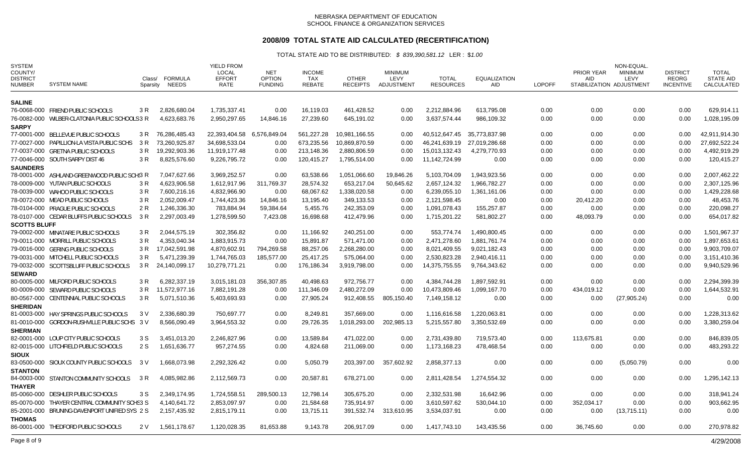NEBRASKA DEPARTMENT OF EDUCATION
SCHOOL FINANCE & ORGANIZATION SERVICES

# 2008/09 TOTAL STATE AID CALCULATED (RECERTIFICATION)

TOTAL STATE AID TO BE DISTRIBUTED: *$ 839,390,581.12* LER : *$1.00*

| SYSTEM COUNTY/ DISTRICT NUMBER | SYSTEM NAME | Class/ Sparsity | FORMULA NEEDS | YIELD FROM LOCAL EFFORT RATE | NET OPTION FUNDING | INCOME TAX REBATE | OTHER RECEIPTS | MINIMUM LEVY ADJUSTMENT | TOTAL RESOURCES | EQUALIZATION AID | LOPOFF | PRIOR YEAR AID STABILIZATION | NON-EQUAL. MINIMUM LEVY ADJUSTMENT | DISTRICT REORG INCENTIVE | TOTAL STATE AID CALCULATED |
|---|---|---|---|---|---|---|---|---|---|---|---|---|---|---|---|
| **SALINE** | | | | | | | | | | | | | | | |
| 76-0068-000 | FRIEND PUBLIC SCHOOLS | 3 R | 2,826,680.04 | 1,735,337.41 | 0.00 | 16,119.03 | 461,428.52 | 0.00 | 2,212,884.96 | 613,795.08 | 0.00 | 0.00 | 0.00 | 0.00 | 629,914.11 |
| 76-0082-000 | WILBER-CLATONIA PUBLIC SCHOOLS | 3 R | 4,623,683.76 | 2,950,297.65 | 14,846.16 | 27,239.60 | 645,191.02 | 0.00 | 3,637,574.44 | 986,109.32 | 0.00 | 0.00 | 0.00 | 0.00 | 1,028,195.09 |
| **SARPY** | | | | | | | | | | | | | | | |
| 77-0001-000 | BELLEVUE PUBLIC SCHOOLS | 3 R | 76,286,485.43 | 22,393,404.58 | 6,576,849.04 | 561,227.28 | 10,981,166.55 | 0.00 | 40,512,647.45 | 35,773,837.98 | 0.00 | 0.00 | 0.00 | 0.00 | 42,911,914.30 |
| 77-0027-000 | PAPILLION-LA VISTA PUBLIC SCHS | 3 R | 73,260,925.87 | 34,698,533.04 | 0.00 | 673,235.56 | 10,869,870.59 | 0.00 | 46,241,639.19 | 27,019,286.68 | 0.00 | 0.00 | 0.00 | 0.00 | 27,692,522.24 |
| 77-0037-000 | GRETNA PUBLIC SCHOOLS | 3 R | 19,292,903.36 | 11,919,177.48 | 0.00 | 213,148.36 | 2,880,806.59 | 0.00 | 15,013,132.43 | 4,279,770.93 | 0.00 | 0.00 | 0.00 | 0.00 | 4,492,919.29 |
| 77-0046-000 | SOUTH SARPY DIST 46 | 3 R | 8,825,576.60 | 9,226,795.72 | 0.00 | 120,415.27 | 1,795,514.00 | 0.00 | 11,142,724.99 | 0.00 | 0.00 | 0.00 | 0.00 | 0.00 | 120,415.27 |
| **SAUNDERS** | | | | | | | | | | | | | | | |
| 78-0001-000 | ASHLAND-GREENWOOD PUBLIC SCHS | 3 R | 7,047,627.66 | 3,969,252.57 | 0.00 | 63,538.66 | 1,051,066.60 | 19,846.26 | 5,103,704.09 | 1,943,923.56 | 0.00 | 0.00 | 0.00 | 0.00 | 2,007,462.22 |
| 78-0009-000 | YUTAN PUBLIC SCHOOLS | 3 R | 4,623,906.58 | 1,612,917.96 | 311,679.37 | 28,574.32 | 653,217.04 | 50,645.62 | 2,657,124.32 | 1,966,782.27 | 0.00 | 0.00 | 0.00 | 0.00 | 2,307,125.96 |
| 78-0039-000 | WAHOO PUBLIC SCHOOLS | 3 R | 7,600,216.16 | 4,832,966.90 | 0.00 | 68,067.62 | 1,338,020.58 | 0.00 | 6,239,055.10 | 1,361,161.06 | 0.00 | 0.00 | 0.00 | 0.00 | 1,429,228.68 |
| 78-0072-000 | MEAD PUBLIC SCHOOLS | 3 R | 2,052,009.47 | 1,744,423.36 | 14,846.16 | 13,195.40 | 349,133.53 | 0.00 | 2,121,598.45 | 0.00 | 0.00 | 20,412.20 | 0.00 | 0.00 | 48,453.76 |
| 78-0104-000 | PRAGUE PUBLIC SCHOOLS | 2 R | 1,246,336.30 | 783,884.94 | 59,384.64 | 5,455.76 | 242,353.09 | 0.00 | 1,091,078.43 | 155,257.87 | 0.00 | 0.00 | 0.00 | 0.00 | 220,098.27 |
| 78-0107-000 | CEDAR BLUFFS PUBLIC SCHOOLS | 3 R | 2,297,003.49 | 1,278,599.50 | 7,423.08 | 16,698.68 | 412,479.96 | 0.00 | 1,715,201.22 | 581,802.27 | 0.00 | 48,093.79 | 0.00 | 0.00 | 654,017.82 |
| **SCOTTS BLUFF** | | | | | | | | | | | | | | | |
| 79-0002-000 | MINATARE PUBLIC SCHOOLS | 3 R | 2,044,575.19 | 302,356.82 | 0.00 | 11,166.92 | 240,251.00 | 0.00 | 553,774.74 | 1,490,800.45 | 0.00 | 0.00 | 0.00 | 0.00 | 1,501,967.37 |
| 79-0011-000 | MORRILL PUBLIC SCHOOLS | 3 R | 4,353,040.34 | 1,883,915.73 | 0.00 | 15,891.87 | 571,471.00 | 0.00 | 2,471,278.60 | 1,881,761.74 | 0.00 | 0.00 | 0.00 | 0.00 | 1,897,653.61 |
| 79-0016-000 | GERING PUBLIC SCHOOLS | 3 R | 17,042,591.98 | 4,870,602.91 | 794,269.58 | 88,257.06 | 2,268,280.00 | 0.00 | 8,021,409.55 | 9,021,182.43 | 0.00 | 0.00 | 0.00 | 0.00 | 9,903,709.07 |
| 79-0031-000 | MITCHELL PUBLIC SCHOOLS | 3 R | 5,471,239.39 | 1,744,765.03 | 185,577.00 | 25,417.25 | 575,064.00 | 0.00 | 2,530,823.28 | 2,940,416.11 | 0.00 | 0.00 | 0.00 | 0.00 | 3,151,410.36 |
| 79-0032-000 | SCOTTSBLUFF PUBLIC SCHOOLS | 3 R | 24,140,099.17 | 10,279,771.21 | 0.00 | 176,186.34 | 3,919,798.00 | 0.00 | 14,375,755.55 | 9,764,343.62 | 0.00 | 0.00 | 0.00 | 0.00 | 9,940,529.96 |
| **SEWARD** | | | | | | | | | | | | | | | |
| 80-0005-000 | MILFORD PUBLIC SCHOOLS | 3 R | 6,282,337.19 | 3,015,181.03 | 356,307.85 | 40,498.63 | 972,756.77 | 0.00 | 4,384,744.28 | 1,897,592.91 | 0.00 | 0.00 | 0.00 | 0.00 | 2,294,399.39 |
| 80-0009-000 | SEWARD PUBLIC SCHOOLS | 3 R | 11,572,977.16 | 7,882,191.28 | 0.00 | 111,346.09 | 2,480,272.09 | 0.00 | 10,473,809.46 | 1,099,167.70 | 0.00 | 434,019.12 | 0.00 | 0.00 | 1,644,532.91 |
| 80-0567-000 | CENTENNIAL PUBLIC SCHOOLS | 3 R | 5,071,510.36 | 5,403,693.93 | 0.00 | 27,905.24 | 912,408.55 | 805,150.40 | 7,149,158.12 | 0.00 | 0.00 | 0.00 | (27,905.24) | 0.00 | 0.00 |
| **SHERIDAN** | | | | | | | | | | | | | | | |
| 81-0003-000 | HAY SPRINGS PUBLIC SCHOOLS | 3 V | 2,336,680.39 | 750,697.77 | 0.00 | 8,249.81 | 357,669.00 | 0.00 | 1,116,616.58 | 1,220,063.81 | 0.00 | 0.00 | 0.00 | 0.00 | 1,228,313.62 |
| 81-0010-000 | GORDON-RUSHVILLE PUBLIC SCHS | 3 V | 8,566,090.49 | 3,964,553.32 | 0.00 | 29,726.35 | 1,018,293.00 | 202,985.13 | 5,215,557.80 | 3,350,532.69 | 0.00 | 0.00 | 0.00 | 0.00 | 3,380,259.04 |
| **SHERMAN** | | | | | | | | | | | | | | | |
| 82-0001-000 | LOUP CITY PUBLIC SCHOOLS | 3 S | 3,451,013.20 | 2,246,827.96 | 0.00 | 13,589.84 | 471,022.00 | 0.00 | 2,731,439.80 | 719,573.40 | 0.00 | 113,675.81 | 0.00 | 0.00 | 846,839.05 |
| 82-0015-000 | LITCHFIELD PUBLIC SCHOOLS | 2 S | 1,651,636.77 | 957,274.55 | 0.00 | 4,824.68 | 211,069.00 | 0.00 | 1,173,168.23 | 478,468.54 | 0.00 | 0.00 | 0.00 | 0.00 | 483,293.22 |
| **SIOUX** | | | | | | | | | | | | | | | |
| 83-0500-000 | SIOUX COUNTY PUBLIC SCHOOLS | 3 V | 1,668,073.98 | 2,292,326.42 | 0.00 | 5,050.79 | 203,397.00 | 357,602.92 | 2,858,377.13 | 0.00 | 0.00 | 0.00 | (5,050.79) | 0.00 | 0.00 |
| **STANTON** | | | | | | | | | | | | | | | |
| 84-0003-000 | STANTON COMMUNITY SCHOOLS | 3 R | 4,085,982.86 | 2,112,569.73 | 0.00 | 20,587.81 | 678,271.00 | 0.00 | 2,811,428.54 | 1,274,554.32 | 0.00 | 0.00 | 0.00 | 0.00 | 1,295,142.13 |
| **THAYER** | | | | | | | | | | | | | | | |
| 85-0060-000 | DESHLER PUBLIC SCHOOLS | 3 S | 2,349,174.95 | 1,724,558.51 | 289,500.13 | 12,798.14 | 305,675.20 | 0.00 | 2,332,531.98 | 16,642.96 | 0.00 | 0.00 | 0.00 | 0.00 | 318,941.24 |
| 85-0070-000 | THAYER CENTRAL COMMUNITY SCHS | 3 S | 4,140,641.72 | 2,853,097.97 | 0.00 | 21,584.68 | 735,914.97 | 0.00 | 3,610,597.62 | 530,044.10 | 0.00 | 352,034.17 | 0.00 | 0.00 | 903,662.95 |
| 85-2001-000 | BRUNING-DAVENPORT UNIFIED SYS | 2 S | 2,157,435.92 | 2,815,179.11 | 0.00 | 13,715.11 | 391,532.74 | 313,610.95 | 3,534,037.91 | 0.00 | 0.00 | 0.00 | (13,715.11) | 0.00 | 0.00 |
| **THOMAS** | | | | | | | | | | | | | | | |
| 86-0001-000 | THEDFORD PUBLIC SCHOOLS | 2 V | 1,561,178.67 | 1,120,028.35 | 81,653.88 | 9,143.78 | 206,917.09 | 0.00 | 1,417,743.10 | 143,435.56 | 0.00 | 36,745.60 | 0.00 | 0.00 | 270,978.82 |

4/29/2008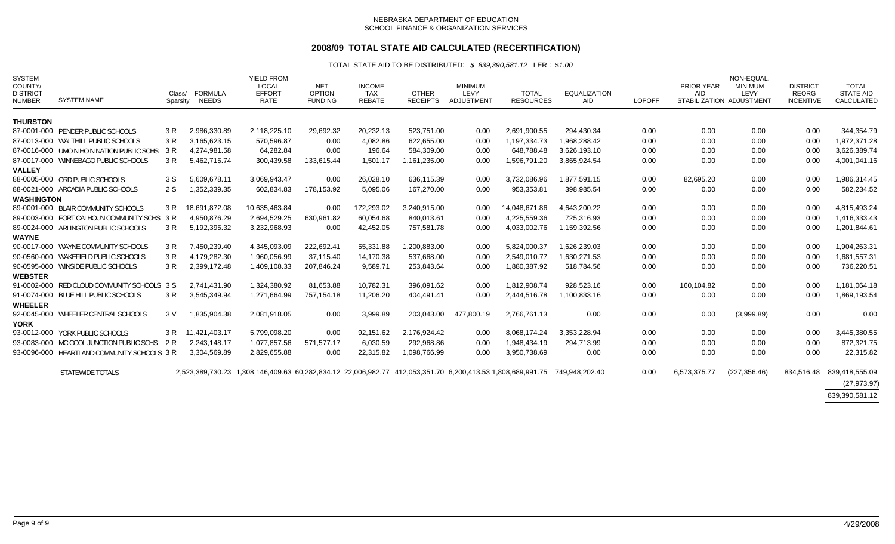NEBRASKA DEPARTMENT OF EDUCATION
SCHOOL FINANCE & ORGANIZATION SERVICES

# 2008/09 TOTAL STATE AID CALCULATED (RECERTIFICATION)

TOTAL STATE AID TO BE DISTRIBUTED: *$ 839,390,581.12* LER : *$1.00*

| SYSTEM COUNTY/ DISTRICT NUMBER | SYSTEM NAME | Class/ Sparsity | FORMULA NEEDS | YIELD FROM LOCAL EFFORT RATE | NET OPTION FUNDING | INCOME TAX REBATE | OTHER RECEIPTS | MINIMUM LEVY ADJUSTMENT | TOTAL RESOURCES | EQUALIZATION AID | LOPOFF | PRIOR YEAR AID STABILIZATION | NON-EQUAL. MINIMUM LEVY ADJUSTMENT | DISTRICT REORG INCENTIVE | TOTAL STATE AID CALCULATED |
|---|---|---|---|---|---|---|---|---|---|---|---|---|---|---|---|
| **THURSTON** | | | | | | | | | | | | | | | |
| 87-0001-000 | PENDER PUBLIC SCHOOLS | 3 R | 2,986,330.89 | 2,118,225.10 | 29,692.32 | 20,232.13 | 523,751.00 | 0.00 | 2,691,900.55 | 294,430.34 | 0.00 | 0.00 | 0.00 | 0.00 | 344,354.79 |
| 87-0013-000 | WALTHILL PUBLIC SCHOOLS | 3 R | 3,165,623.15 | 570,596.87 | 0.00 | 4,082.86 | 622,655.00 | 0.00 | 1,197,334.73 | 1,968,288.42 | 0.00 | 0.00 | 0.00 | 0.00 | 1,972,371.28 |
| 87-0016-000 | UMO N HO N NATION PUBLIC SCHS | 3 R | 4,274,981.58 | 64,282.84 | 0.00 | 196.64 | 584,309.00 | 0.00 | 648,788.48 | 3,626,193.10 | 0.00 | 0.00 | 0.00 | 0.00 | 3,626,389.74 |
| 87-0017-000 | WINNEBAGO PUBLIC SCHOOLS | 3 R | 5,462,715.74 | 300,439.58 | 133,615.44 | 1,501.17 | 1,161,235.00 | 0.00 | 1,596,791.20 | 3,865,924.54 | 0.00 | 0.00 | 0.00 | 0.00 | 4,001,041.16 |
| **VALLEY** | | | | | | | | | | | | | | | |
| 88-0005-000 | ORD PUBLIC SCHOOLS | 3 S | 5,609,678.11 | 3,069,943.47 | 0.00 | 26,028.10 | 636,115.39 | 0.00 | 3,732,086.96 | 1,877,591.15 | 0.00 | 82,695.20 | 0.00 | 0.00 | 1,986,314.45 |
| 88-0021-000 | ARCADIA PUBLIC SCHOOLS | 2 S | 1,352,339.35 | 602,834.83 | 178,153.92 | 5,095.06 | 167,270.00 | 0.00 | 953,353.81 | 398,985.54 | 0.00 | 0.00 | 0.00 | 0.00 | 582,234.52 |
| **WASHINGTON** | | | | | | | | | | | | | | | |
| 89-0001-000 | BLAIR COMMUNITY SCHOOLS | 3 R | 18,691,872.08 | 10,635,463.84 | 0.00 | 172,293.02 | 3,240,915.00 | 0.00 | 14,048,671.86 | 4,643,200.22 | 0.00 | 0.00 | 0.00 | 0.00 | 4,815,493.24 |
| 89-0003-000 | FORT CALHOUN COMMUNITY SCHS | 3 R | 4,950,876.29 | 2,694,529.25 | 630,961.82 | 60,054.68 | 840,013.61 | 0.00 | 4,225,559.36 | 725,316.93 | 0.00 | 0.00 | 0.00 | 0.00 | 1,416,333.43 |
| 89-0024-000 | ARLINGTON PUBLIC SCHOOLS | 3 R | 5,192,395.32 | 3,232,968.93 | 0.00 | 42,452.05 | 757,581.78 | 0.00 | 4,033,002.76 | 1,159,392.56 | 0.00 | 0.00 | 0.00 | 0.00 | 1,201,844.61 |
| **WAYNE** | | | | | | | | | | | | | | | |
| 90-0017-000 | WAYNE COMMUNITY SCHOOLS | 3 R | 7,450,239.40 | 4,345,093.09 | 222,692.41 | 55,331.88 | 1,200,883.00 | 0.00 | 5,824,000.37 | 1,626,239.03 | 0.00 | 0.00 | 0.00 | 0.00 | 1,904,263.31 |
| 90-0560-000 | WAKEFIELD PUBLIC SCHOOLS | 3 R | 4,179,282.30 | 1,960,056.99 | 37,115.40 | 14,170.38 | 537,668.00 | 0.00 | 2,549,010.77 | 1,630,271.53 | 0.00 | 0.00 | 0.00 | 0.00 | 1,681,557.31 |
| 90-0595-000 | WINSIDE PUBLIC SCHOOLS | 3 R | 2,399,172.48 | 1,409,108.33 | 207,846.24 | 9,589.71 | 253,843.64 | 0.00 | 1,880,387.92 | 518,784.56 | 0.00 | 0.00 | 0.00 | 0.00 | 736,220.51 |
| **WEBSTER** | | | | | | | | | | | | | | | |
| 91-0002-000 | RED CLOUD COMMUNITY SCHOOLS | 3 S | 2,741,431.90 | 1,324,380.92 | 81,653.88 | 10,782.31 | 396,091.62 | 0.00 | 1,812,908.74 | 928,523.16 | 0.00 | 160,104.82 | 0.00 | 0.00 | 1,181,064.18 |
| 91-0074-000 | BLUE HILL PUBLIC SCHOOLS | 3 R | 3,545,349.94 | 1,271,664.99 | 757,154.18 | 11,206.20 | 404,491.41 | 0.00 | 2,444,516.78 | 1,100,833.16 | 0.00 | 0.00 | 0.00 | 0.00 | 1,869,193.54 |
| **WHEELER** | | | | | | | | | | | | | | | |
| 92-0045-000 | WHEELER CENTRAL SCHOOLS | 3 V | 1,835,904.38 | 2,081,918.05 | 0.00 | 3,999.89 | 203,043.00 | 477,800.19 | 2,766,761.13 | 0.00 | 0.00 | 0.00 | (3,999.89) | 0.00 | 0.00 |
| **YORK** | | | | | | | | | | | | | | | |
| 93-0012-000 | YORK PUBLIC SCHOOLS | 3 R | 11,421,403.17 | 5,799,098.20 | 0.00 | 92,151.62 | 2,176,924.42 | 0.00 | 8,068,174.24 | 3,353,228.94 | 0.00 | 0.00 | 0.00 | 0.00 | 3,445,380.55 |
| 93-0083-000 | MC COOL JUNCTION PUBLIC SCHS | 2 R | 2,243,148.17 | 1,077,857.56 | 571,577.17 | 6,030.59 | 292,968.86 | 0.00 | 1,948,434.19 | 294,713.99 | 0.00 | 0.00 | 0.00 | 0.00 | 872,321.75 |
| 93-0096-000 | HEARTLAND COMMUNITY SCHOOLS | 3 R | 3,304,569.89 | 2,829,655.88 | 0.00 | 22,315.82 | 1,098,766.99 | 0.00 | 3,950,738.69 | 0.00 | 0.00 | 0.00 | 0.00 | 0.00 | 22,315.82 |
| | STATEWIDE TOTALS | | 2,523,389,730.23 | 1,308,146,409.63 | 60,282,834.12 | 22,006,982.77 | 412,053,351.70 | 6,200,413.53 | 1,808,689,991.75 | 749,948,202.40 | 0.00 | 6,573,375.77 | (227,356.46) | 834,516.48 | 839,418,555.09 |
| | | | | | | | | | | | | | | | (27,973.97) |
| | | | | | | | | | | | | | | | 839,390,581.12 |

4/29/2008